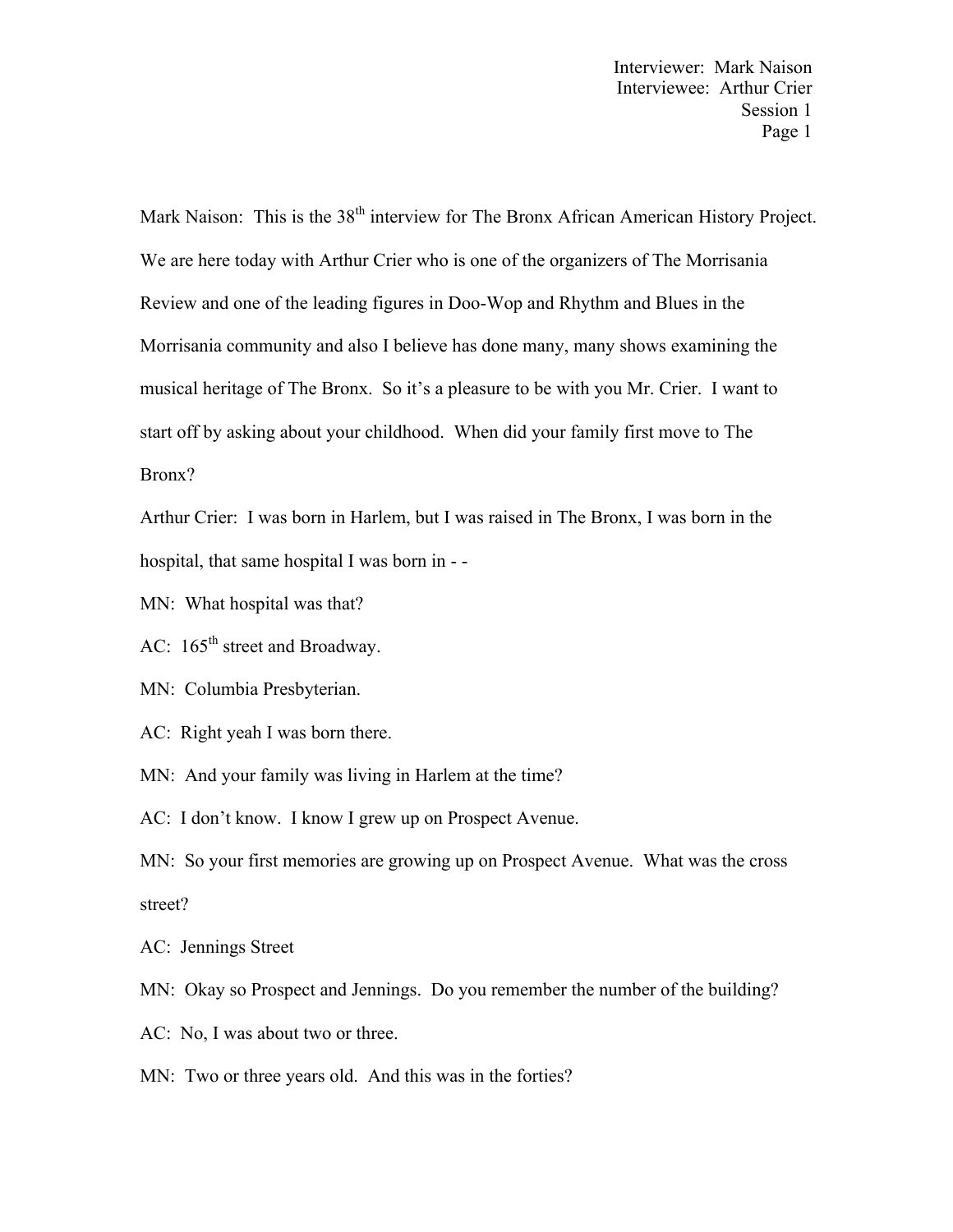Mark Naison: This is the 38th interview for The Bronx African American History Project. We are here today with Arthur Crier who is one of the organizers of The Morrisania Review and one of the leading figures in Doo-Wop and Rhythm and Blues in the Morrisania community and also I believe has done many, many shows examining the musical heritage of The Bronx. So it's a pleasure to be with you Mr. Crier. I want to start off by asking about your childhood. When did your family first move to The Bronx?

Arthur Crier: I was born in Harlem, but I was raised in The Bronx, I was born in the hospital, that same hospital I was born in - -

MN: What hospital was that?

AC: 165th street and Broadway.

MN: Columbia Presbyterian.

AC: Right yeah I was born there.

MN: And your family was living in Harlem at the time?

AC: I don't know. I know I grew up on Prospect Avenue.

MN: So your first memories are growing up on Prospect Avenue. What was the cross street?

AC: Jennings Street

MN: Okay so Prospect and Jennings. Do you remember the number of the building?

AC: No, I was about two or three.

MN: Two or three years old. And this was in the forties?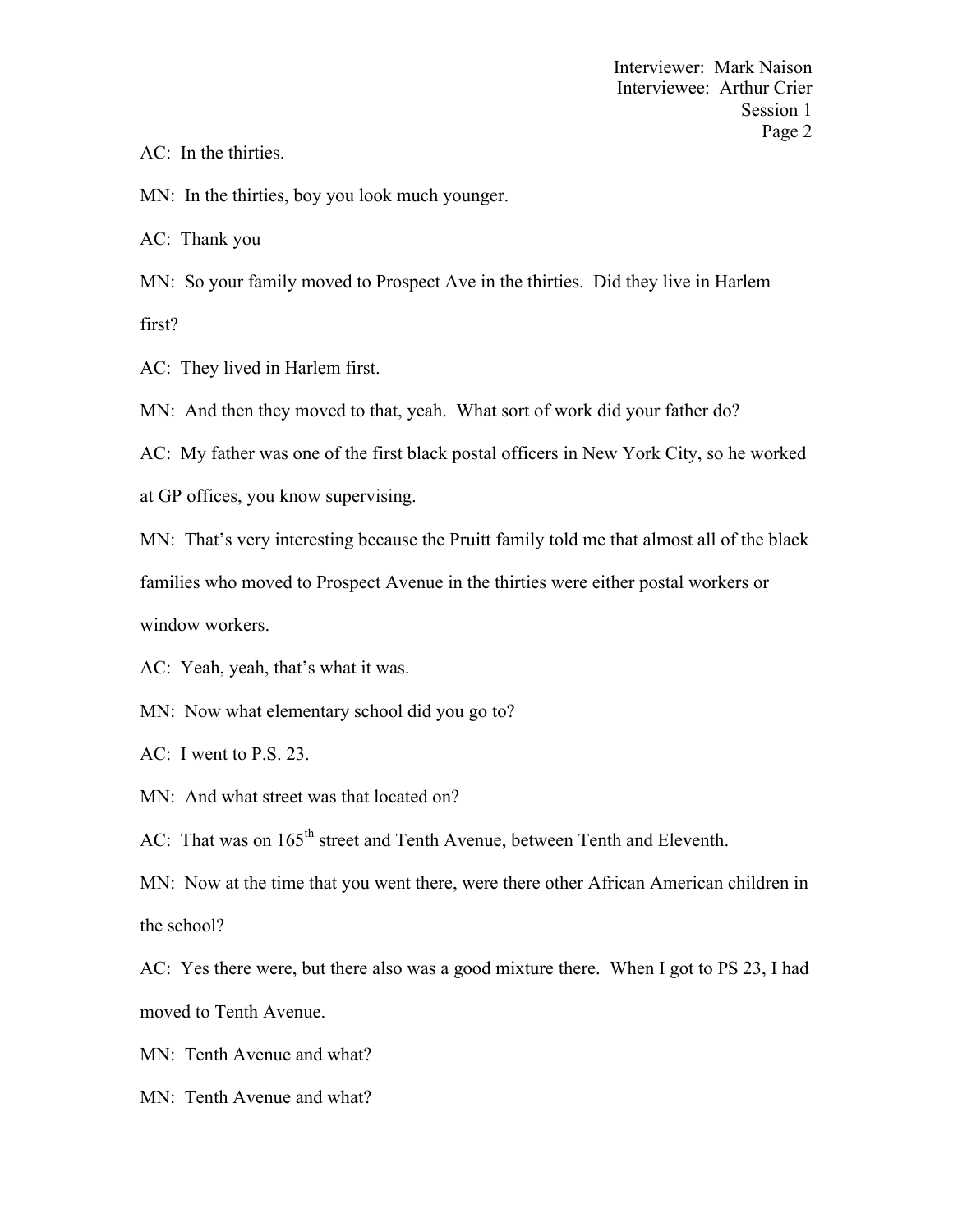AC: In the thirties.

MN: In the thirties, boy you look much younger.

AC: Thank you

MN: So your family moved to Prospect Ave in the thirties. Did they live in Harlem first?

AC: They lived in Harlem first.

MN: And then they moved to that, yeah. What sort of work did your father do?

AC: My father was one of the first black postal officers in New York City, so he worked at GP offices, you know supervising.

MN: That's very interesting because the Pruitt family told me that almost all of the black families who moved to Prospect Avenue in the thirties were either postal workers or window workers.

AC: Yeah, yeah, that's what it was.

MN: Now what elementary school did you go to?

AC: I went to P.S. 23.

MN: And what street was that located on?

AC: That was on 165th street and Tenth Avenue, between Tenth and Eleventh.

MN: Now at the time that you went there, were there other African American children in the school?

AC: Yes there were, but there also was a good mixture there. When I got to PS 23, I had moved to Tenth Avenue.

MN: Tenth Avenue and what?

MN: Tenth Avenue and what?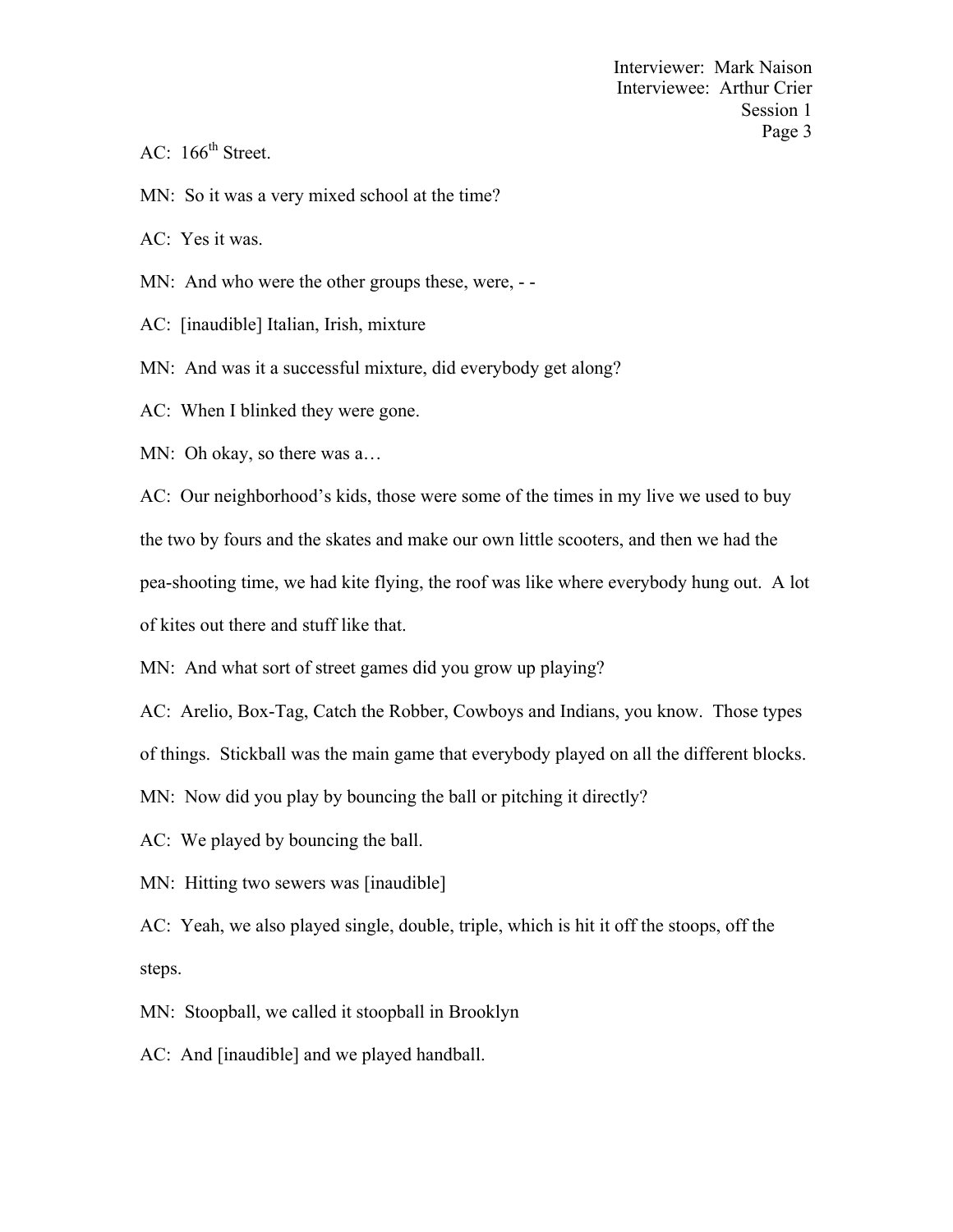AC: 166$^{th}$ Street.

MN: So it was a very mixed school at the time?

AC: Yes it was.

MN: And who were the other groups these, were, - -

AC: [inaudible] Italian, Irish, mixture

MN: And was it a successful mixture, did everybody get along?

AC: When I blinked they were gone.

MN: Oh okay, so there was a…

AC: Our neighborhood's kids, those were some of the times in my live we used to buy the two by fours and the skates and make our own little scooters, and then we had the pea-shooting time, we had kite flying, the roof was like where everybody hung out. A lot of kites out there and stuff like that.

MN: And what sort of street games did you grow up playing?

AC: Arelio, Box-Tag, Catch the Robber, Cowboys and Indians, you know. Those types of things. Stickball was the main game that everybody played on all the different blocks.

MN: Now did you play by bouncing the ball or pitching it directly?

AC: We played by bouncing the ball.

MN: Hitting two sewers was [inaudible]

AC: Yeah, we also played single, double, triple, which is hit it off the stoops, off the steps.

MN: Stoopball, we called it stoopball in Brooklyn

AC: And [inaudible] and we played handball.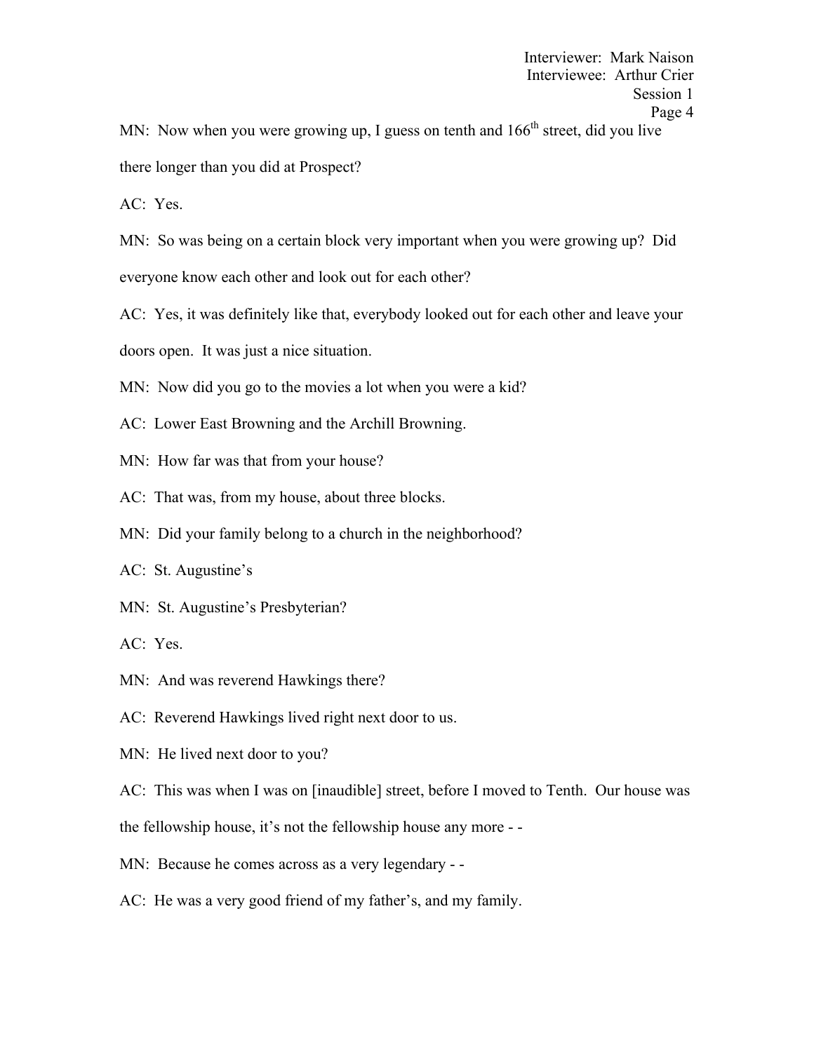MN: Now when you were growing up, I guess on tenth and 166th street, did you live there longer than you did at Prospect?

AC: Yes.

MN: So was being on a certain block very important when you were growing up? Did everyone know each other and look out for each other?

AC: Yes, it was definitely like that, everybody looked out for each other and leave your doors open. It was just a nice situation.

MN: Now did you go to the movies a lot when you were a kid?

AC: Lower East Browning and the Archill Browning.

MN: How far was that from your house?

AC: That was, from my house, about three blocks.

MN: Did your family belong to a church in the neighborhood?

AC: St. Augustine's

MN: St. Augustine's Presbyterian?

AC: Yes.

MN: And was reverend Hawkings there?

AC: Reverend Hawkings lived right next door to us.

MN: He lived next door to you?

AC: This was when I was on [inaudible] street, before I moved to Tenth. Our house was the fellowship house, it's not the fellowship house any more - -

MN: Because he comes across as a very legendary - -

AC: He was a very good friend of my father's, and my family.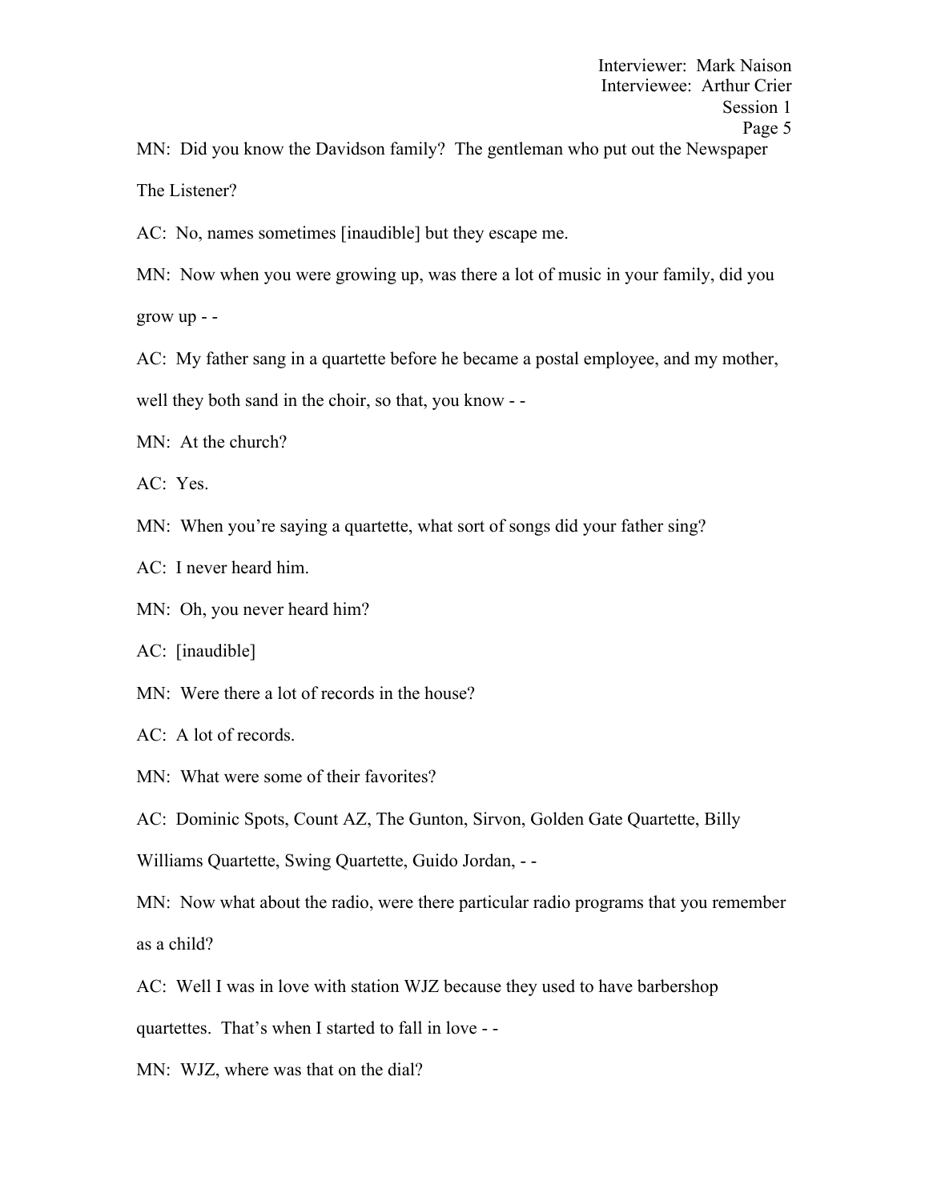MN: Did you know the Davidson family? The gentleman who put out the Newspaper The Listener?

AC: No, names sometimes [inaudible] but they escape me.

MN: Now when you were growing up, was there a lot of music in your family, did you grow up - -

AC: My father sang in a quartette before he became a postal employee, and my mother, well they both sand in the choir, so that, you know - -

MN: At the church?

AC: Yes.

MN: When you're saying a quartette, what sort of songs did your father sing?

AC: I never heard him.

MN: Oh, you never heard him?

AC: [inaudible]

MN: Were there a lot of records in the house?

AC: A lot of records.

MN: What were some of their favorites?

AC: Dominic Spots, Count AZ, The Gunton, Sirvon, Golden Gate Quartette, Billy Williams Quartette, Swing Quartette, Guido Jordan, - -

MN: Now what about the radio, were there particular radio programs that you remember as a child?

AC: Well I was in love with station WJZ because they used to have barbershop quartettes. That's when I started to fall in love - -

MN: WJZ, where was that on the dial?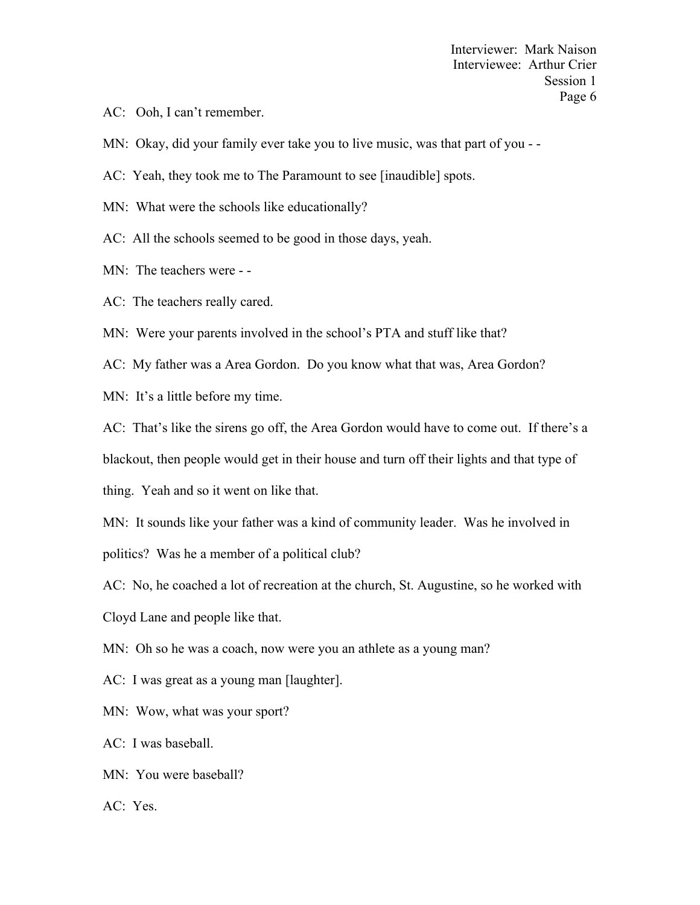AC: Ooh, I can't remember.

MN: Okay, did your family ever take you to live music, was that part of you - -

AC: Yeah, they took me to The Paramount to see [inaudible] spots.

MN: What were the schools like educationally?

AC: All the schools seemed to be good in those days, yeah.

MN: The teachers were - -

AC: The teachers really cared.

MN: Were your parents involved in the school's PTA and stuff like that?

AC: My father was a Area Gordon. Do you know what that was, Area Gordon?

MN: It's a little before my time.

AC: That's like the sirens go off, the Area Gordon would have to come out. If there's a blackout, then people would get in their house and turn off their lights and that type of thing. Yeah and so it went on like that.

MN: It sounds like your father was a kind of community leader. Was he involved in politics? Was he a member of a political club?

AC: No, he coached a lot of recreation at the church, St. Augustine, so he worked with Cloyd Lane and people like that.

MN: Oh so he was a coach, now were you an athlete as a young man?

AC: I was great as a young man [laughter].

MN: Wow, what was your sport?

AC: I was baseball.

MN: You were baseball?

AC: Yes.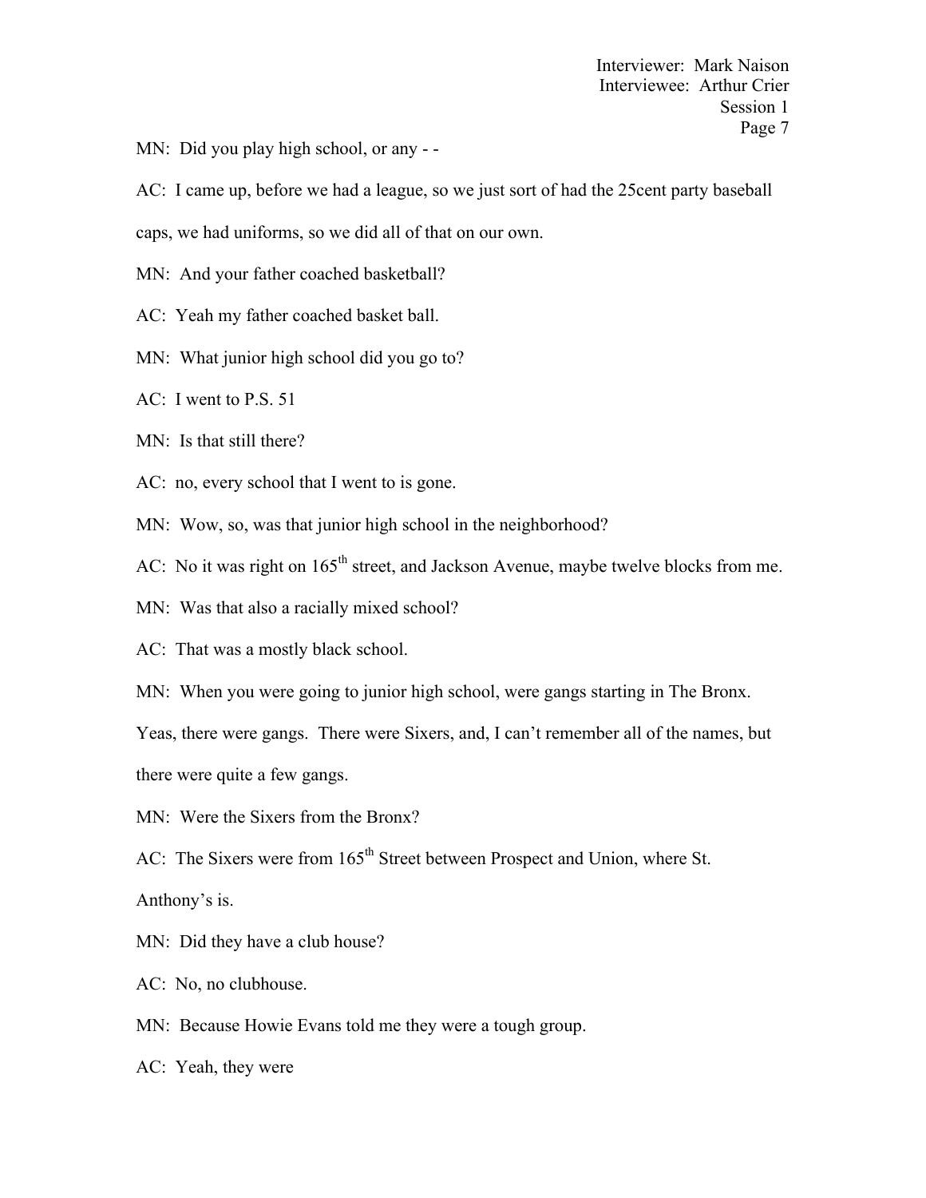MN: Did you play high school, or any - -

AC: I came up, before we had a league, so we just sort of had the 25cent party baseball caps, we had uniforms, so we did all of that on our own.

MN: And your father coached basketball?

AC: Yeah my father coached basket ball.

MN: What junior high school did you go to?

AC: I went to P.S. 51

MN: Is that still there?

AC: no, every school that I went to is gone.

MN: Wow, so, was that junior high school in the neighborhood?

AC: No it was right on 165th street, and Jackson Avenue, maybe twelve blocks from me.

MN: Was that also a racially mixed school?

AC: That was a mostly black school.

MN: When you were going to junior high school, were gangs starting in The Bronx.

Yeas, there were gangs. There were Sixers, and, I can't remember all of the names, but there were quite a few gangs.

MN: Were the Sixers from the Bronx?

AC: The Sixers were from 165th Street between Prospect and Union, where St. Anthony's is.

MN: Did they have a club house?

AC: No, no clubhouse.

MN: Because Howie Evans told me they were a tough group.

AC: Yeah, they were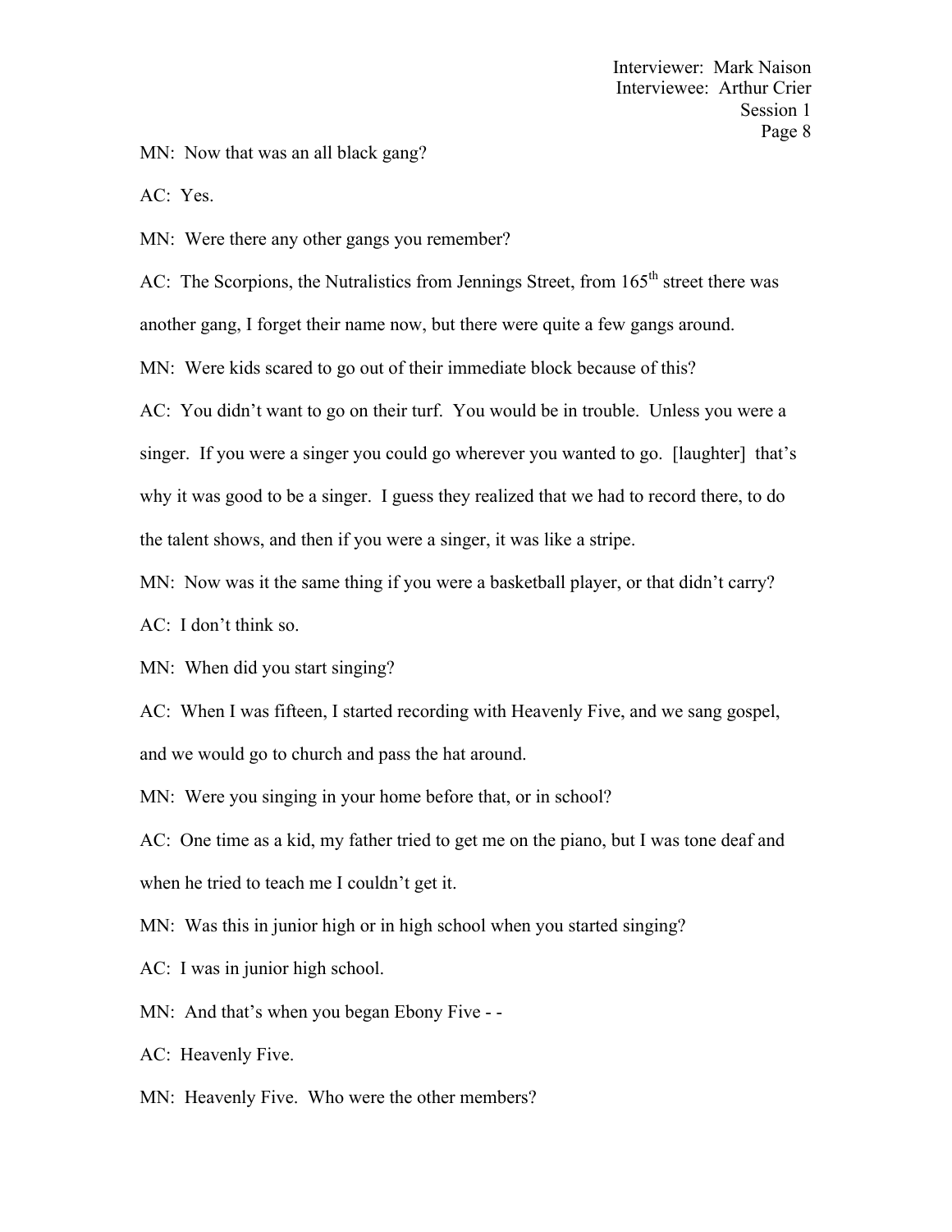MN: Now that was an all black gang?

AC: Yes.

MN: Were there any other gangs you remember?

AC: The Scorpions, the Nutralistics from Jennings Street, from 165th street there was another gang, I forget their name now, but there were quite a few gangs around.

MN: Were kids scared to go out of their immediate block because of this?

AC: You didn't want to go on their turf. You would be in trouble. Unless you were a singer. If you were a singer you could go wherever you wanted to go. [laughter] that's why it was good to be a singer. I guess they realized that we had to record there, to do the talent shows, and then if you were a singer, it was like a stripe.

MN: Now was it the same thing if you were a basketball player, or that didn't carry?

AC: I don't think so.

MN: When did you start singing?

AC: When I was fifteen, I started recording with Heavenly Five, and we sang gospel, and we would go to church and pass the hat around.

MN: Were you singing in your home before that, or in school?

AC: One time as a kid, my father tried to get me on the piano, but I was tone deaf and when he tried to teach me I couldn't get it.

MN: Was this in junior high or in high school when you started singing?

AC: I was in junior high school.

MN: And that's when you began Ebony Five - -

AC: Heavenly Five.

MN: Heavenly Five. Who were the other members?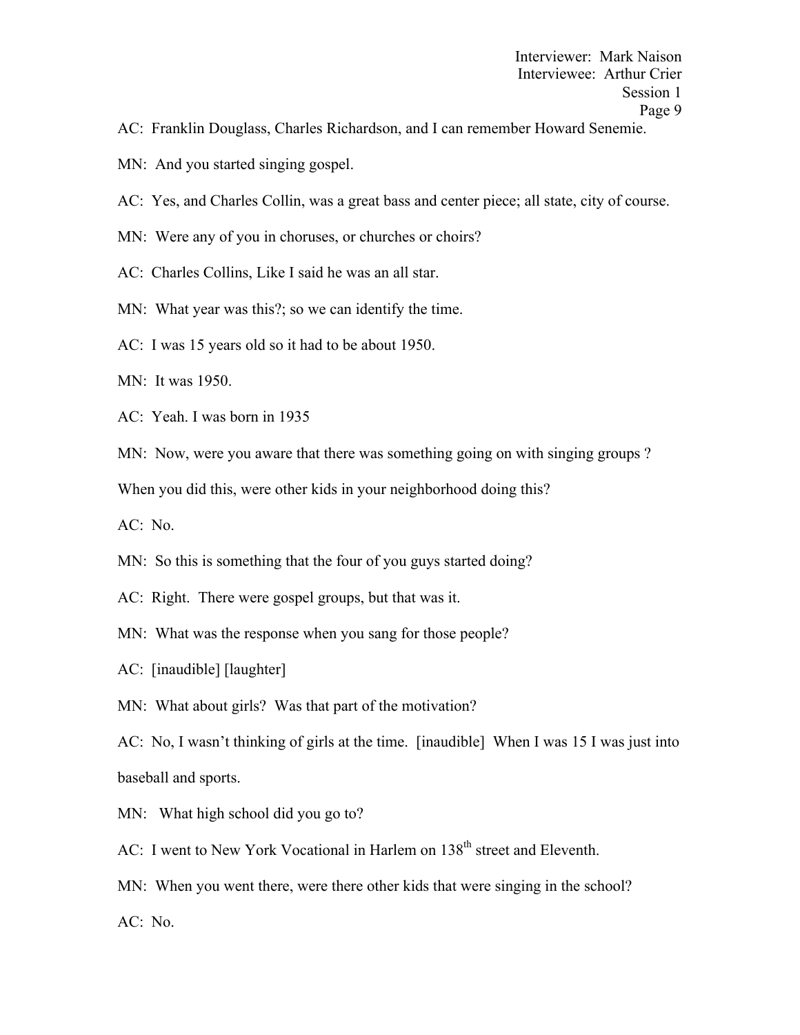AC: Franklin Douglass, Charles Richardson, and I can remember Howard Senemie.

MN: And you started singing gospel.

AC: Yes, and Charles Collin, was a great bass and center piece; all state, city of course.

MN: Were any of you in choruses, or churches or choirs?

AC: Charles Collins, Like I said he was an all star.

MN: What year was this?; so we can identify the time.

AC: I was 15 years old so it had to be about 1950.

MN: It was 1950.

AC: Yeah. I was born in 1935

MN: Now, were you aware that there was something going on with singing groups ? When you did this, were other kids in your neighborhood doing this?

AC: No.

MN: So this is something that the four of you guys started doing?

AC: Right. There were gospel groups, but that was it.

MN: What was the response when you sang for those people?

AC: [inaudible] [laughter]

MN: What about girls? Was that part of the motivation?

AC: No, I wasn't thinking of girls at the time. [inaudible] When I was 15 I was just into baseball and sports.

MN: What high school did you go to?

AC: I went to New York Vocational in Harlem on 138th street and Eleventh.

MN: When you went there, were there other kids that were singing in the school?

AC: No.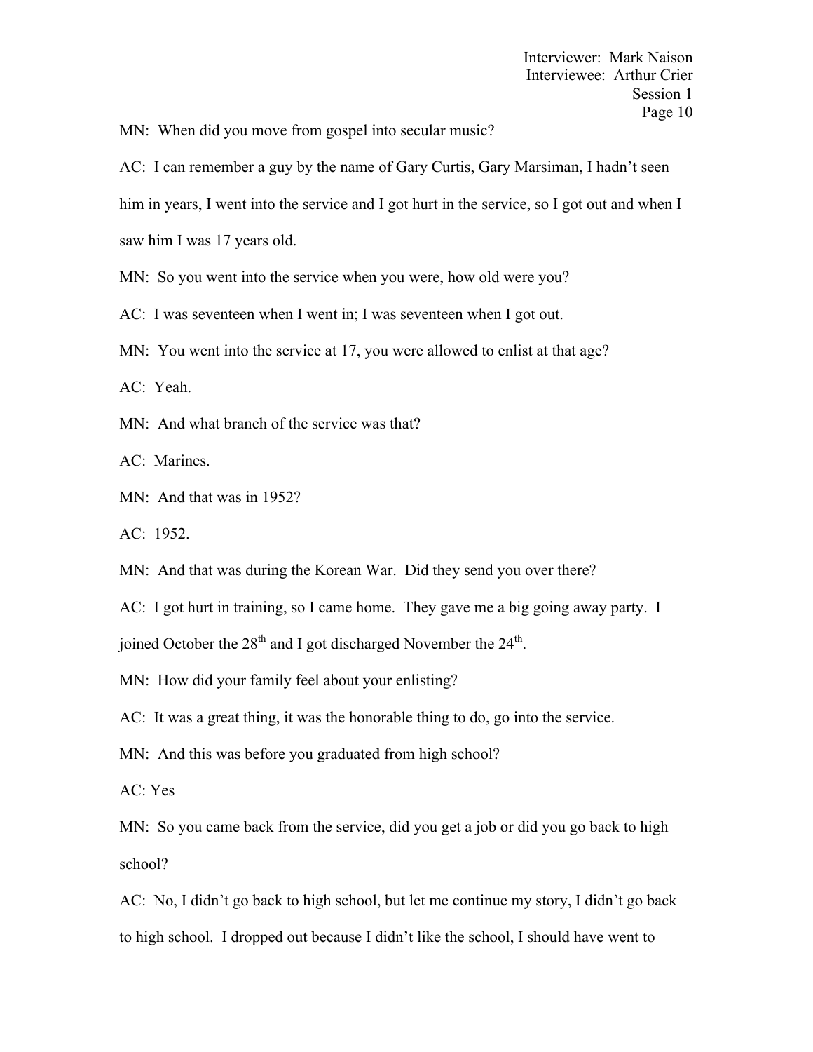MN: When did you move from gospel into secular music?

AC: I can remember a guy by the name of Gary Curtis, Gary Marsiman, I hadn't seen him in years, I went into the service and I got hurt in the service, so I got out and when I saw him I was 17 years old.

MN: So you went into the service when you were, how old were you?

AC: I was seventeen when I went in; I was seventeen when I got out.

MN: You went into the service at 17, you were allowed to enlist at that age?

AC: Yeah.

MN: And what branch of the service was that?

AC: Marines.

MN: And that was in 1952?

AC: 1952.

MN: And that was during the Korean War. Did they send you over there?

AC: I got hurt in training, so I came home. They gave me a big going away party. I joined October the 28th and I got discharged November the 24th.

MN: How did your family feel about your enlisting?

AC: It was a great thing, it was the honorable thing to do, go into the service.

MN: And this was before you graduated from high school?

AC: Yes

MN: So you came back from the service, did you get a job or did you go back to high school?

AC: No, I didn't go back to high school, but let me continue my story, I didn't go back to high school. I dropped out because I didn't like the school, I should have went to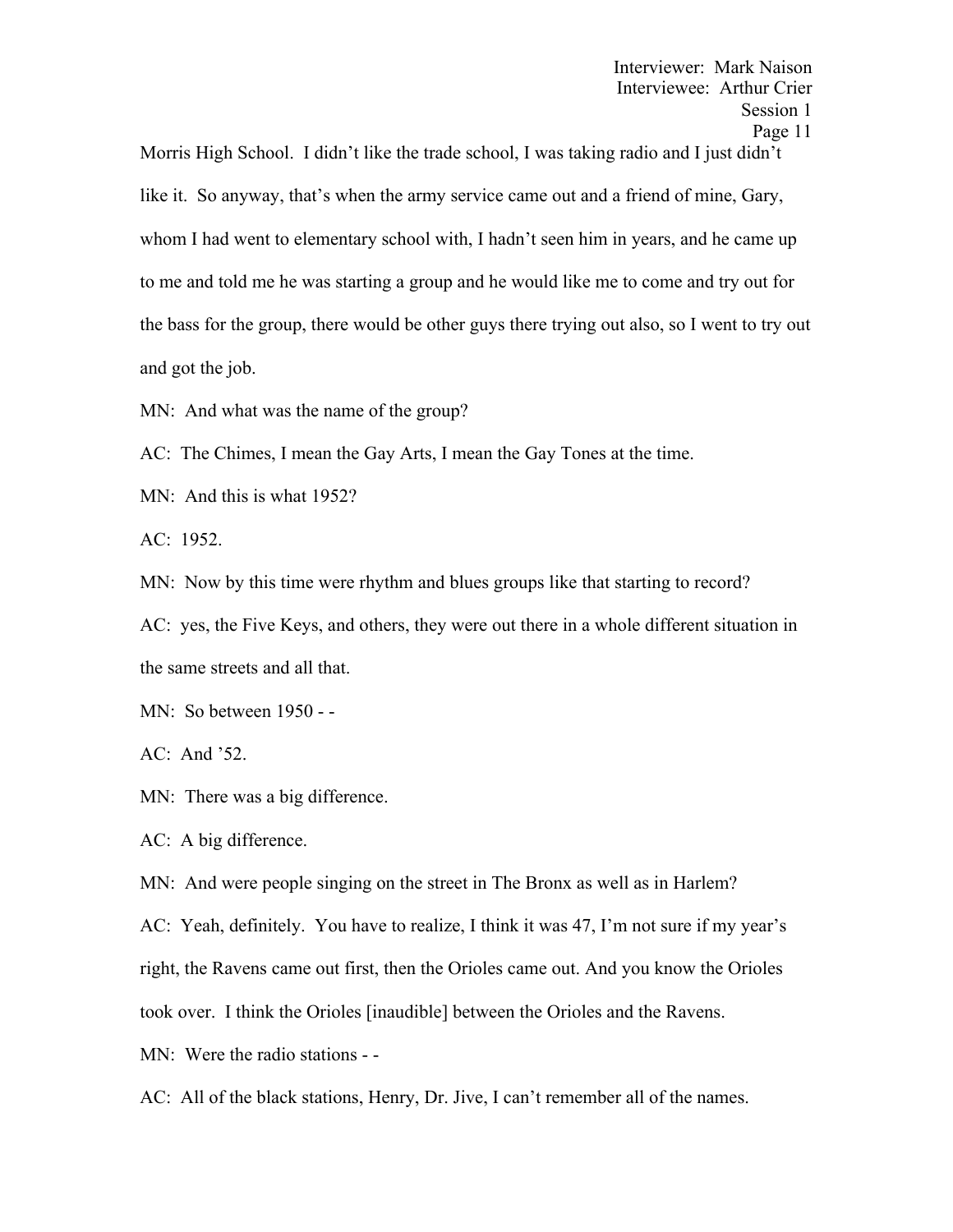Morris High School. I didn't like the trade school, I was taking radio and I just didn't like it. So anyway, that's when the army service came out and a friend of mine, Gary, whom I had went to elementary school with, I hadn't seen him in years, and he came up to me and told me he was starting a group and he would like me to come and try out for the bass for the group, there would be other guys there trying out also, so I went to try out and got the job.

MN: And what was the name of the group?

AC: The Chimes, I mean the Gay Arts, I mean the Gay Tones at the time.

MN: And this is what 1952?

AC: 1952.

MN: Now by this time were rhythm and blues groups like that starting to record?

AC: yes, the Five Keys, and others, they were out there in a whole different situation in the same streets and all that.

MN: So between 1950 - -

AC: And '52.

MN: There was a big difference.

AC: A big difference.

MN: And were people singing on the street in The Bronx as well as in Harlem?

AC: Yeah, definitely. You have to realize, I think it was 47, I'm not sure if my year's right, the Ravens came out first, then the Orioles came out. And you know the Orioles took over. I think the Orioles [inaudible] between the Orioles and the Ravens.

MN: Were the radio stations - -

AC: All of the black stations, Henry, Dr. Jive, I can't remember all of the names.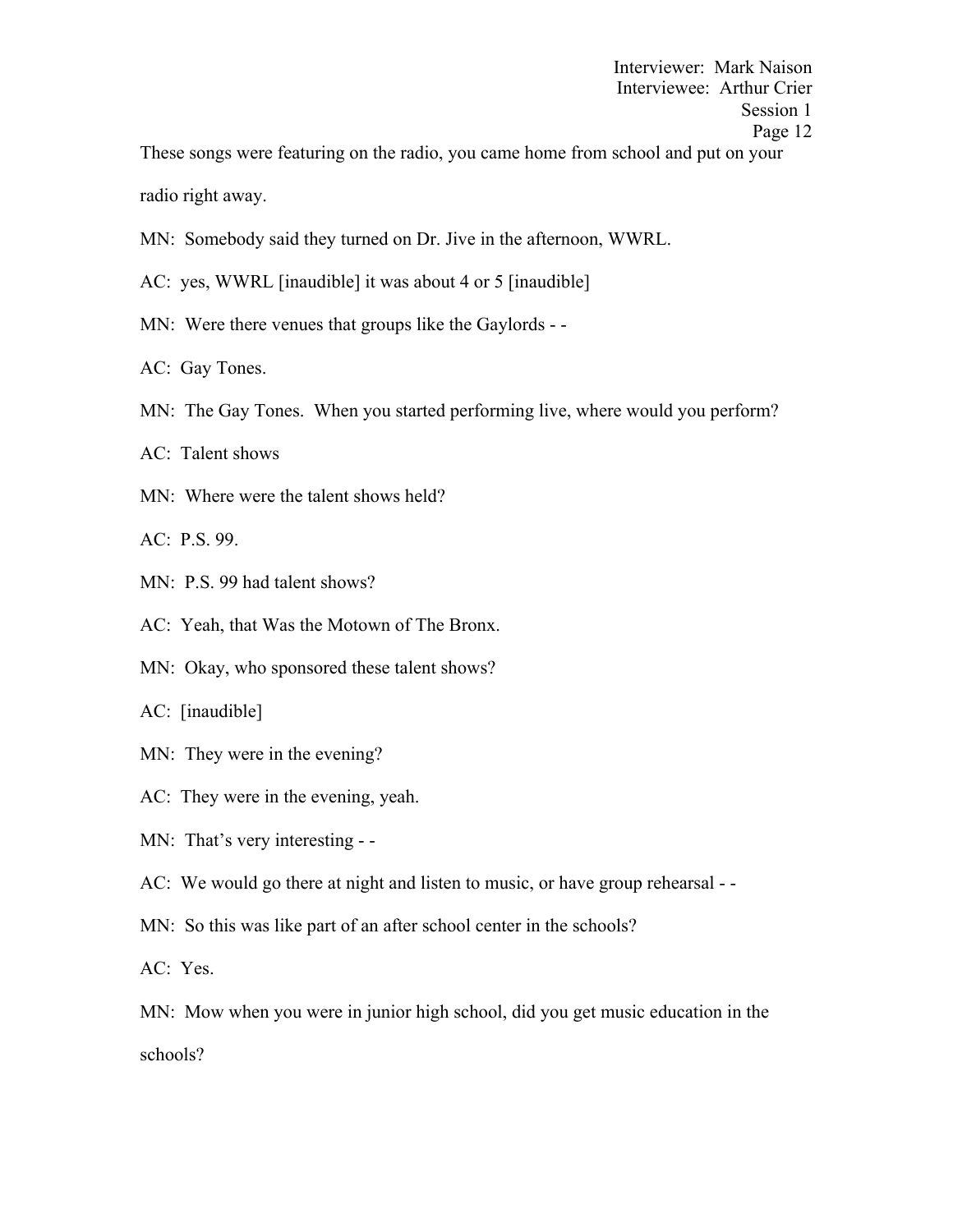These songs were featuring on the radio, you came home from school and put on your radio right away.

MN: Somebody said they turned on Dr. Jive in the afternoon, WWRL.

AC: yes, WWRL [inaudible] it was about 4 or 5 [inaudible]

MN: Were there venues that groups like the Gaylords - -

AC: Gay Tones.

MN: The Gay Tones. When you started performing live, where would you perform?

AC: Talent shows

MN: Where were the talent shows held?

AC: P.S. 99.

MN: P.S. 99 had talent shows?

AC: Yeah, that Was the Motown of The Bronx.

MN: Okay, who sponsored these talent shows?

AC: [inaudible]

MN: They were in the evening?

AC: They were in the evening, yeah.

MN: That's very interesting - -

AC: We would go there at night and listen to music, or have group rehearsal - -

MN: So this was like part of an after school center in the schools?

AC: Yes.

MN: Mow when you were in junior high school, did you get music education in the schools?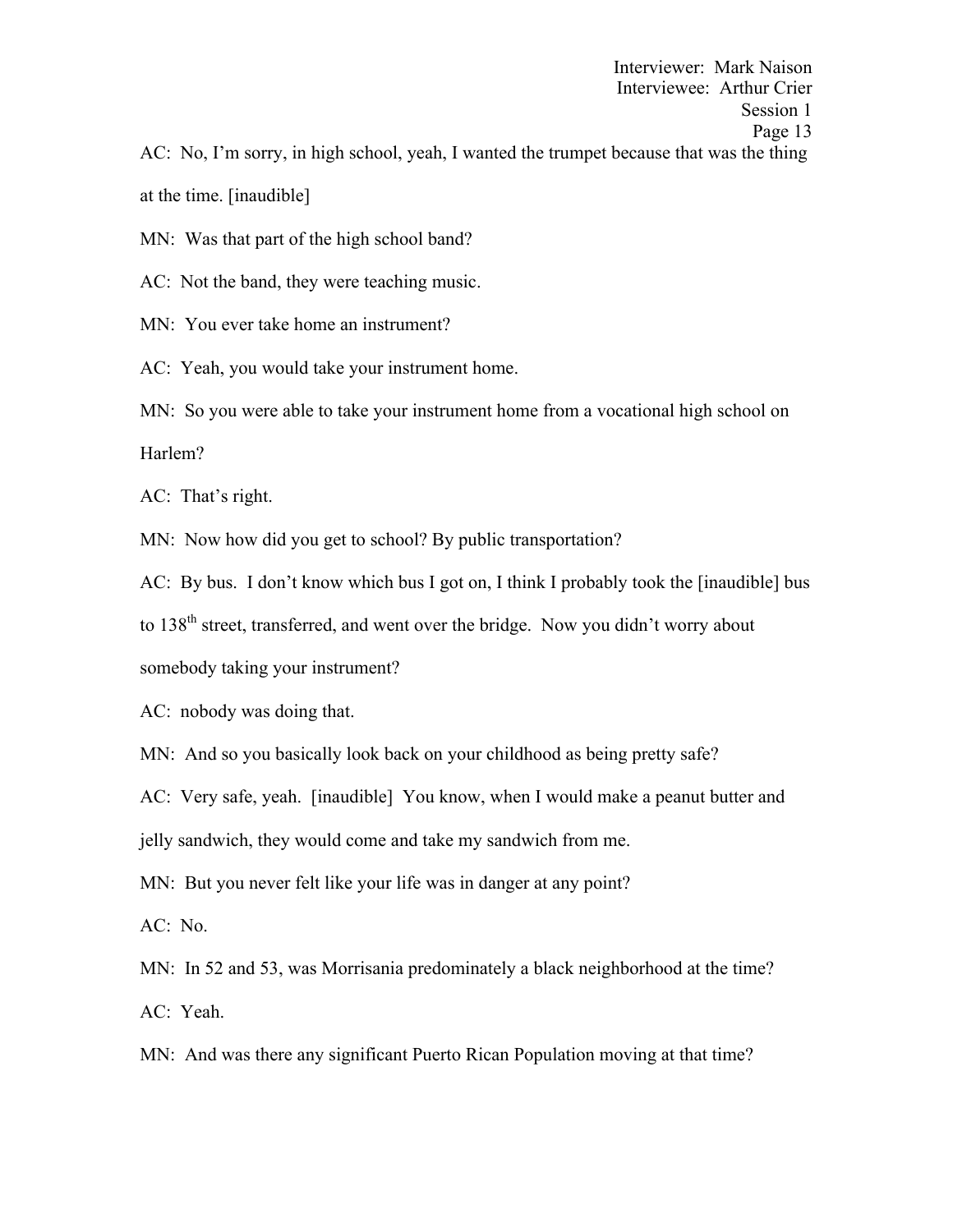AC: No, I'm sorry, in high school, yeah, I wanted the trumpet because that was the thing at the time. [inaudible]

MN: Was that part of the high school band?

AC: Not the band, they were teaching music.

MN: You ever take home an instrument?

AC: Yeah, you would take your instrument home.

MN: So you were able to take your instrument home from a vocational high school on Harlem?

AC: That's right.

MN: Now how did you get to school? By public transportation?

AC: By bus. I don't know which bus I got on, I think I probably took the [inaudible] bus to 138th street, transferred, and went over the bridge. Now you didn't worry about somebody taking your instrument?

AC: nobody was doing that.

MN: And so you basically look back on your childhood as being pretty safe?

AC: Very safe, yeah. [inaudible] You know, when I would make a peanut butter and jelly sandwich, they would come and take my sandwich from me.

MN: But you never felt like your life was in danger at any point?

AC: No.

MN: In 52 and 53, was Morrisania predominately a black neighborhood at the time?

AC: Yeah.

MN: And was there any significant Puerto Rican Population moving at that time?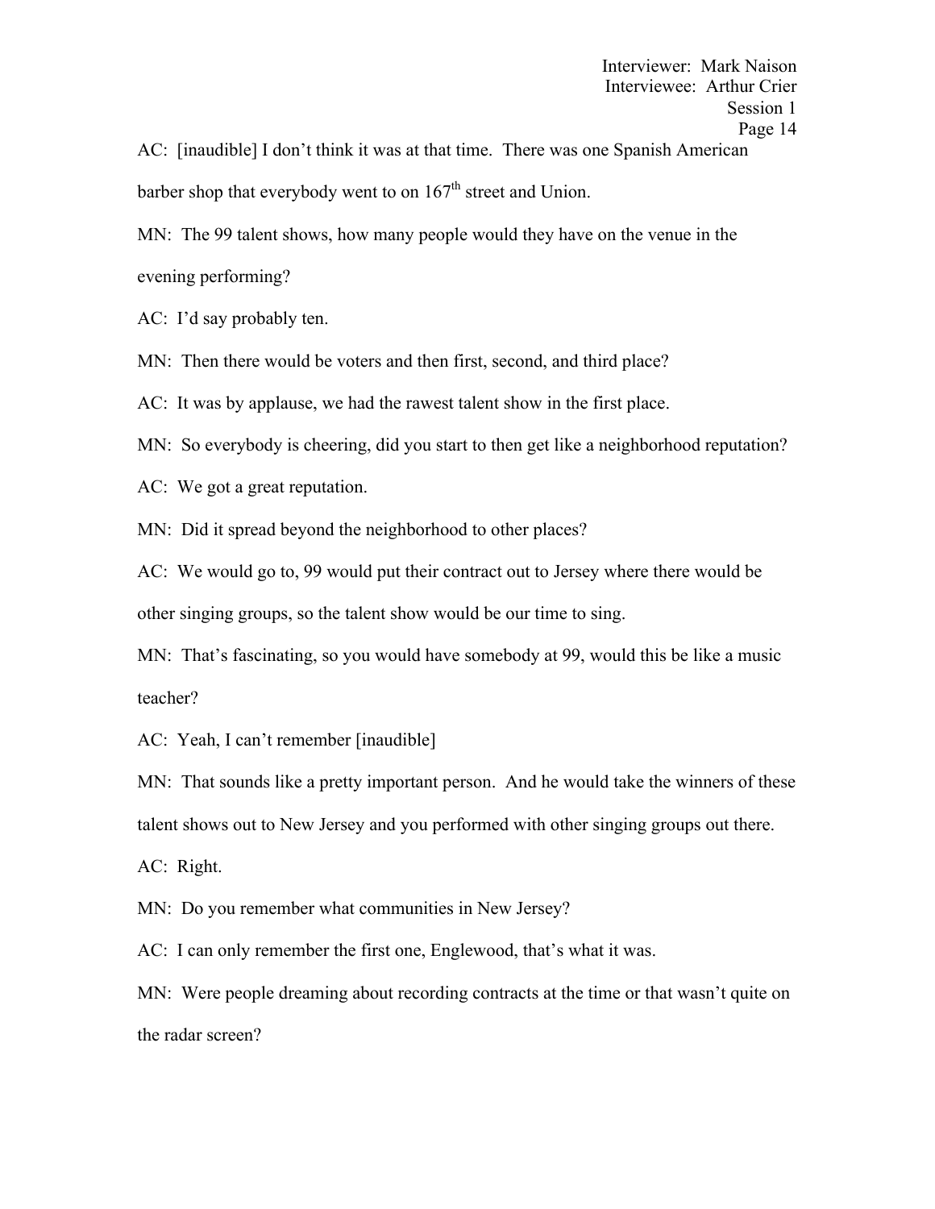AC: [inaudible] I don't think it was at that time. There was one Spanish American barber shop that everybody went to on 167th street and Union.

MN: The 99 talent shows, how many people would they have on the venue in the evening performing?

AC: I'd say probably ten.

MN: Then there would be voters and then first, second, and third place?

AC: It was by applause, we had the rawest talent show in the first place.

MN: So everybody is cheering, did you start to then get like a neighborhood reputation?

AC: We got a great reputation.

MN: Did it spread beyond the neighborhood to other places?

AC: We would go to, 99 would put their contract out to Jersey where there would be other singing groups, so the talent show would be our time to sing.

MN: That's fascinating, so you would have somebody at 99, would this be like a music teacher?

AC: Yeah, I can't remember [inaudible]

MN: That sounds like a pretty important person. And he would take the winners of these talent shows out to New Jersey and you performed with other singing groups out there.

AC: Right.

MN: Do you remember what communities in New Jersey?

AC: I can only remember the first one, Englewood, that's what it was.

MN: Were people dreaming about recording contracts at the time or that wasn't quite on the radar screen?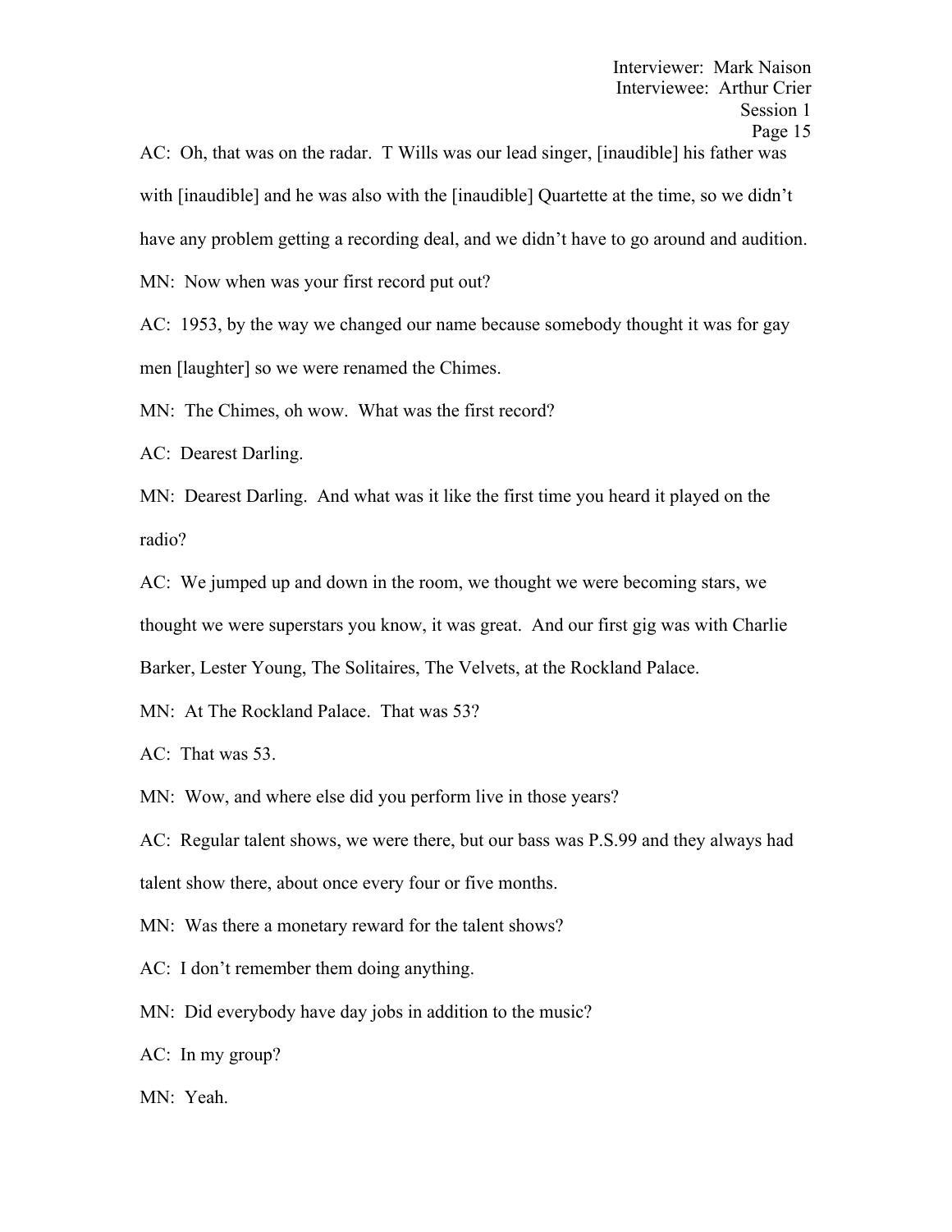AC: Oh, that was on the radar. T Wills was our lead singer, [inaudible] his father was with [inaudible] and he was also with the [inaudible] Quartette at the time, so we didn't have any problem getting a recording deal, and we didn't have to go around and audition.

MN: Now when was your first record put out?

AC: 1953, by the way we changed our name because somebody thought it was for gay men [laughter] so we were renamed the Chimes.

MN: The Chimes, oh wow. What was the first record?

AC: Dearest Darling.

MN: Dearest Darling. And what was it like the first time you heard it played on the radio?

AC: We jumped up and down in the room, we thought we were becoming stars, we thought we were superstars you know, it was great. And our first gig was with Charlie Barker, Lester Young, The Solitaires, The Velvets, at the Rockland Palace.

MN: At The Rockland Palace. That was 53?

AC: That was 53.

MN: Wow, and where else did you perform live in those years?

AC: Regular talent shows, we were there, but our bass was P.S.99 and they always had talent show there, about once every four or five months.

MN: Was there a monetary reward for the talent shows?

AC: I don't remember them doing anything.

MN: Did everybody have day jobs in addition to the music?

AC: In my group?

MN: Yeah.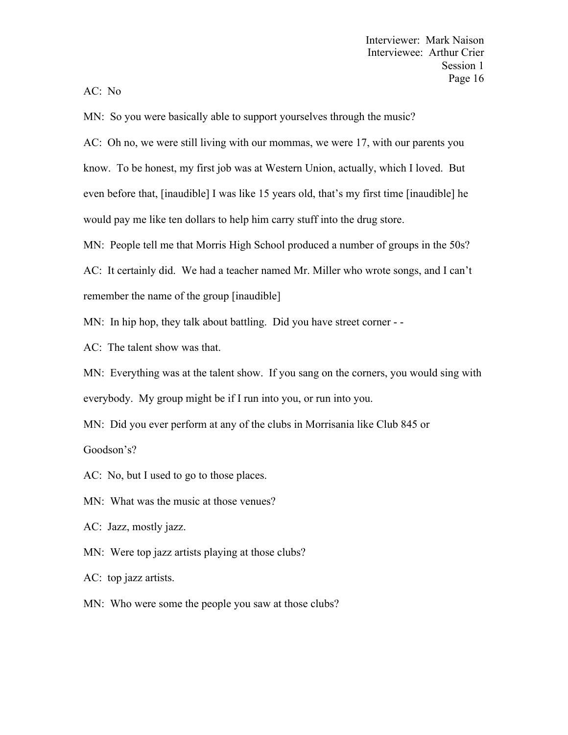AC: No

MN: So you were basically able to support yourselves through the music?

AC: Oh no, we were still living with our mommas, we were 17, with our parents you know. To be honest, my first job was at Western Union, actually, which I loved. But even before that, [inaudible] I was like 15 years old, that's my first time [inaudible] he would pay me like ten dollars to help him carry stuff into the drug store.

MN: People tell me that Morris High School produced a number of groups in the 50s?

AC: It certainly did. We had a teacher named Mr. Miller who wrote songs, and I can't remember the name of the group [inaudible]

MN: In hip hop, they talk about battling. Did you have street corner - -

AC: The talent show was that.

MN: Everything was at the talent show. If you sang on the corners, you would sing with everybody. My group might be if I run into you, or run into you.

MN: Did you ever perform at any of the clubs in Morrisania like Club 845 or Goodson's?

AC: No, but I used to go to those places.

MN: What was the music at those venues?

AC: Jazz, mostly jazz.

MN: Were top jazz artists playing at those clubs?

AC: top jazz artists.

MN: Who were some the people you saw at those clubs?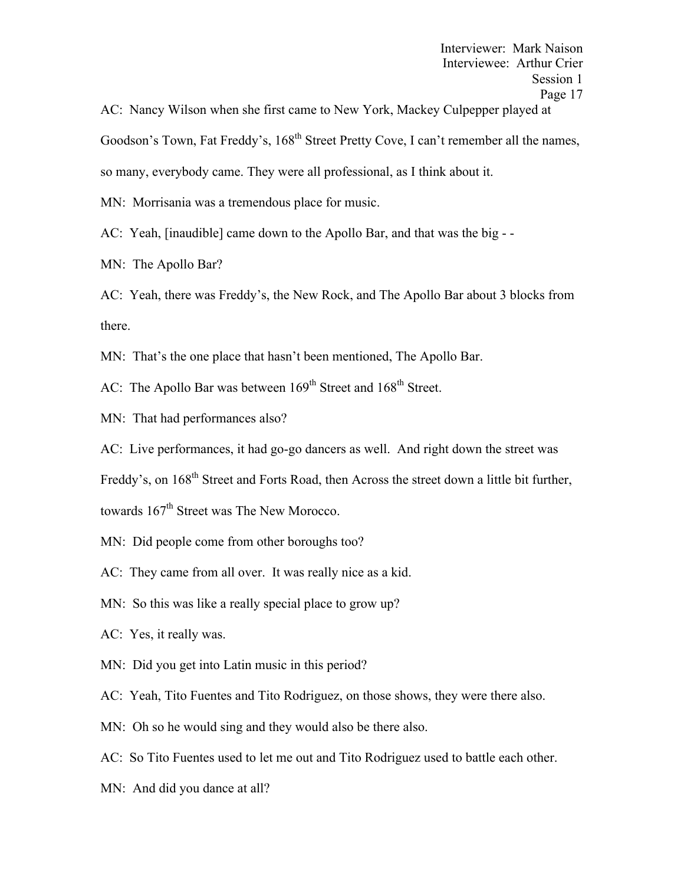AC: Nancy Wilson when she first came to New York, Mackey Culpepper played at Goodson's Town, Fat Freddy's, 168th Street Pretty Cove, I can't remember all the names, so many, everybody came. They were all professional, as I think about it.

MN: Morrisania was a tremendous place for music.

AC: Yeah, [inaudible] came down to the Apollo Bar, and that was the big - -

MN: The Apollo Bar?

AC: Yeah, there was Freddy's, the New Rock, and The Apollo Bar about 3 blocks from there.

MN: That's the one place that hasn't been mentioned, The Apollo Bar.

AC: The Apollo Bar was between 169th Street and 168th Street.

MN: That had performances also?

AC: Live performances, it had go-go dancers as well. And right down the street was Freddy's, on 168th Street and Forts Road, then Across the street down a little bit further, towards 167th Street was The New Morocco.

MN: Did people come from other boroughs too?

AC: They came from all over. It was really nice as a kid.

MN: So this was like a really special place to grow up?

AC: Yes, it really was.

MN: Did you get into Latin music in this period?

AC: Yeah, Tito Fuentes and Tito Rodriguez, on those shows, they were there also.

MN: Oh so he would sing and they would also be there also.

AC: So Tito Fuentes used to let me out and Tito Rodriguez used to battle each other.

MN: And did you dance at all?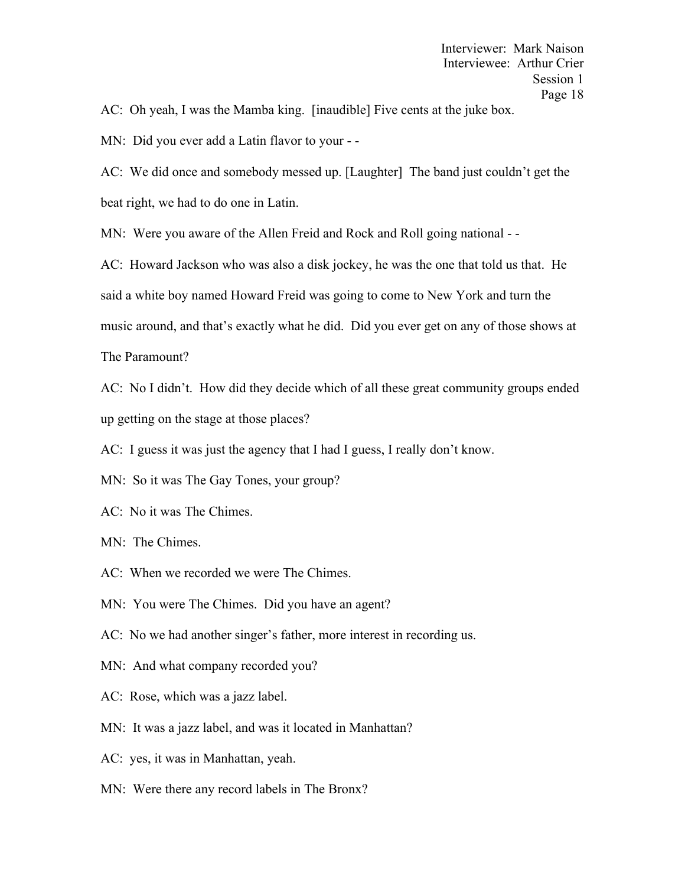AC: Oh yeah, I was the Mamba king. [inaudible] Five cents at the juke box.

MN: Did you ever add a Latin flavor to your - -

AC: We did once and somebody messed up. [Laughter] The band just couldn't get the beat right, we had to do one in Latin.

MN: Were you aware of the Allen Freid and Rock and Roll going national - -

AC: Howard Jackson who was also a disk jockey, he was the one that told us that. He said a white boy named Howard Freid was going to come to New York and turn the music around, and that's exactly what he did. Did you ever get on any of those shows at The Paramount?

AC: No I didn't. How did they decide which of all these great community groups ended up getting on the stage at those places?

AC: I guess it was just the agency that I had I guess, I really don't know.

MN: So it was The Gay Tones, your group?

AC: No it was The Chimes.

MN: The Chimes.

AC: When we recorded we were The Chimes.

MN: You were The Chimes. Did you have an agent?

AC: No we had another singer's father, more interest in recording us.

MN: And what company recorded you?

AC: Rose, which was a jazz label.

MN: It was a jazz label, and was it located in Manhattan?

AC: yes, it was in Manhattan, yeah.

MN: Were there any record labels in The Bronx?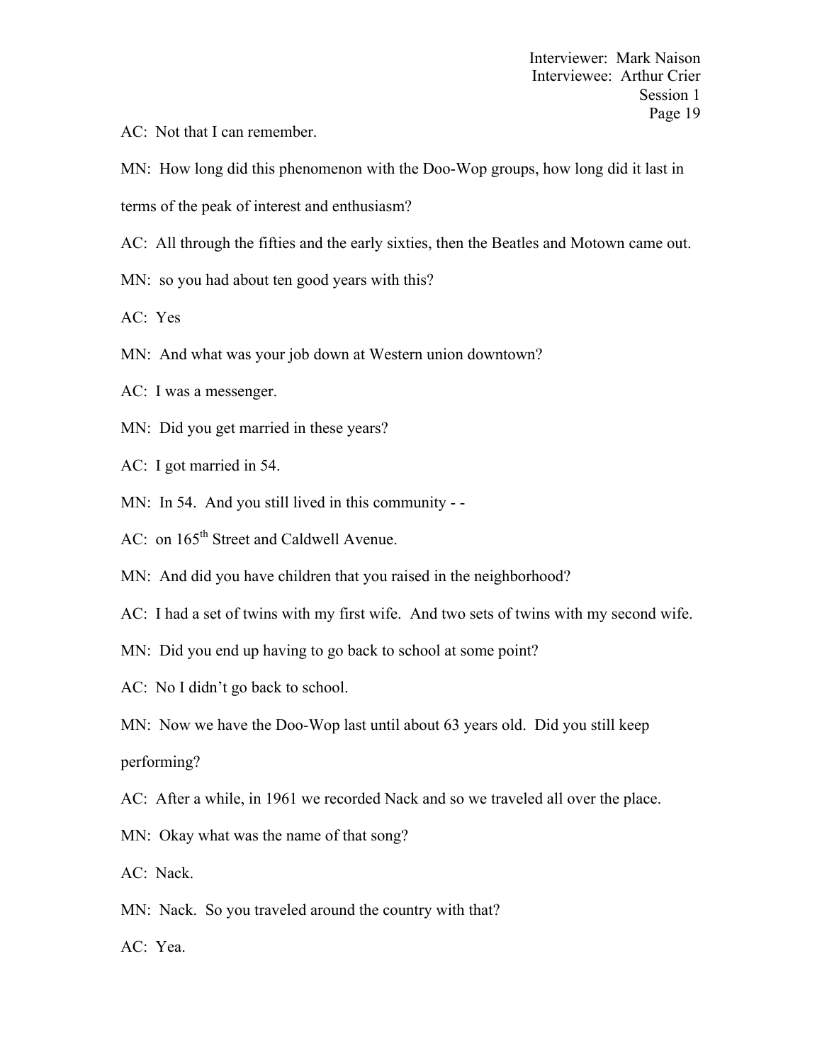AC: Not that I can remember.

MN: How long did this phenomenon with the Doo-Wop groups, how long did it last in terms of the peak of interest and enthusiasm?

AC: All through the fifties and the early sixties, then the Beatles and Motown came out.

MN: so you had about ten good years with this?

AC: Yes

MN: And what was your job down at Western union downtown?

AC: I was a messenger.

MN: Did you get married in these years?

AC: I got married in 54.

MN: In 54. And you still lived in this community - -

AC: on 165th Street and Caldwell Avenue.

MN: And did you have children that you raised in the neighborhood?

AC: I had a set of twins with my first wife. And two sets of twins with my second wife.

MN: Did you end up having to go back to school at some point?

AC: No I didn't go back to school.

MN: Now we have the Doo-Wop last until about 63 years old. Did you still keep performing?

AC: After a while, in 1961 we recorded Nack and so we traveled all over the place.

MN: Okay what was the name of that song?

AC: Nack.

MN: Nack. So you traveled around the country with that?

AC: Yea.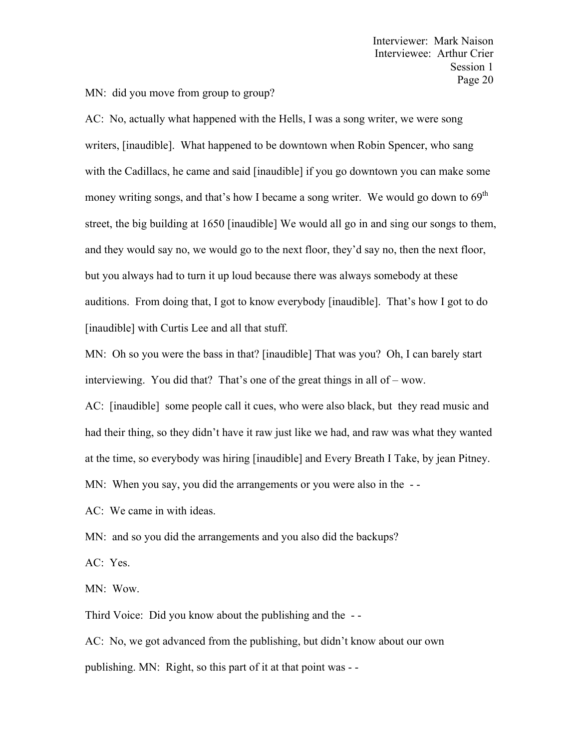MN: did you move from group to group?

AC: No, actually what happened with the Hells, I was a song writer, we were song writers, [inaudible]. What happened to be downtown when Robin Spencer, who sang with the Cadillacs, he came and said [inaudible] if you go downtown you can make some money writing songs, and that's how I became a song writer. We would go down to 69th street, the big building at 1650 [inaudible] We would all go in and sing our songs to them, and they would say no, we would go to the next floor, they'd say no, then the next floor, but you always had to turn it up loud because there was always somebody at these auditions. From doing that, I got to know everybody [inaudible]. That's how I got to do [inaudible] with Curtis Lee and all that stuff.

MN: Oh so you were the bass in that? [inaudible] That was you? Oh, I can barely start interviewing. You did that? That's one of the great things in all of – wow.

AC: [inaudible] some people call it cues, who were also black, but they read music and had their thing, so they didn't have it raw just like we had, and raw was what they wanted at the time, so everybody was hiring [inaudible] and Every Breath I Take, by jean Pitney.

MN: When you say, you did the arrangements or you were also in the - -

AC: We came in with ideas.

MN: and so you did the arrangements and you also did the backups?

AC: Yes.

MN: Wow.

Third Voice: Did you know about the publishing and the - -

AC: No, we got advanced from the publishing, but didn't know about our own publishing. MN: Right, so this part of it at that point was - -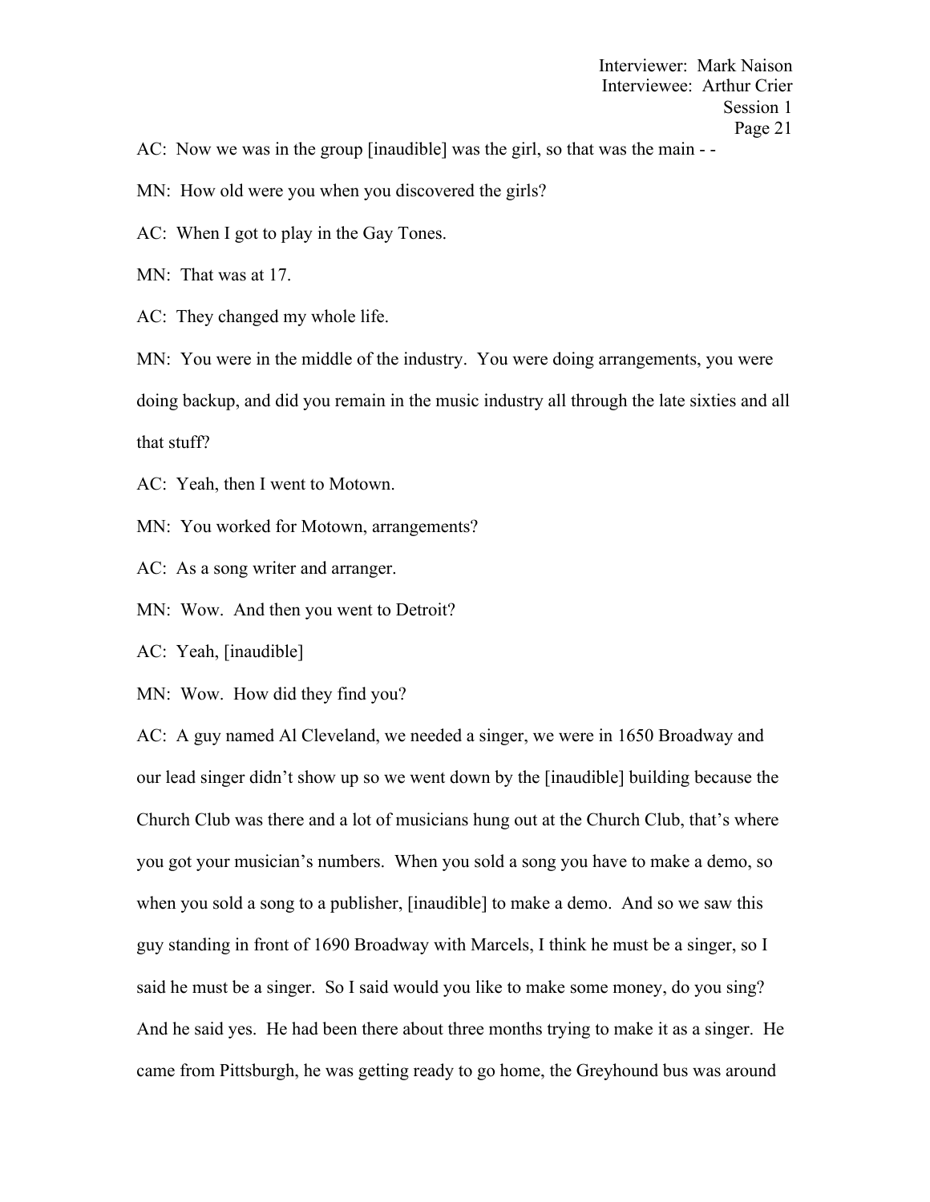AC: Now we was in the group [inaudible] was the girl, so that was the main - -

MN: How old were you when you discovered the girls?

AC: When I got to play in the Gay Tones.

MN: That was at 17.

AC: They changed my whole life.

MN: You were in the middle of the industry. You were doing arrangements, you were doing backup, and did you remain in the music industry all through the late sixties and all that stuff?

AC: Yeah, then I went to Motown.

MN: You worked for Motown, arrangements?

AC: As a song writer and arranger.

MN: Wow. And then you went to Detroit?

AC: Yeah, [inaudible]

MN: Wow. How did they find you?

AC: A guy named Al Cleveland, we needed a singer, we were in 1650 Broadway and our lead singer didn't show up so we went down by the [inaudible] building because the Church Club was there and a lot of musicians hung out at the Church Club, that's where you got your musician's numbers. When you sold a song you have to make a demo, so when you sold a song to a publisher, [inaudible] to make a demo. And so we saw this guy standing in front of 1690 Broadway with Marcels, I think he must be a singer, so I said he must be a singer. So I said would you like to make some money, do you sing? And he said yes. He had been there about three months trying to make it as a singer. He came from Pittsburgh, he was getting ready to go home, the Greyhound bus was around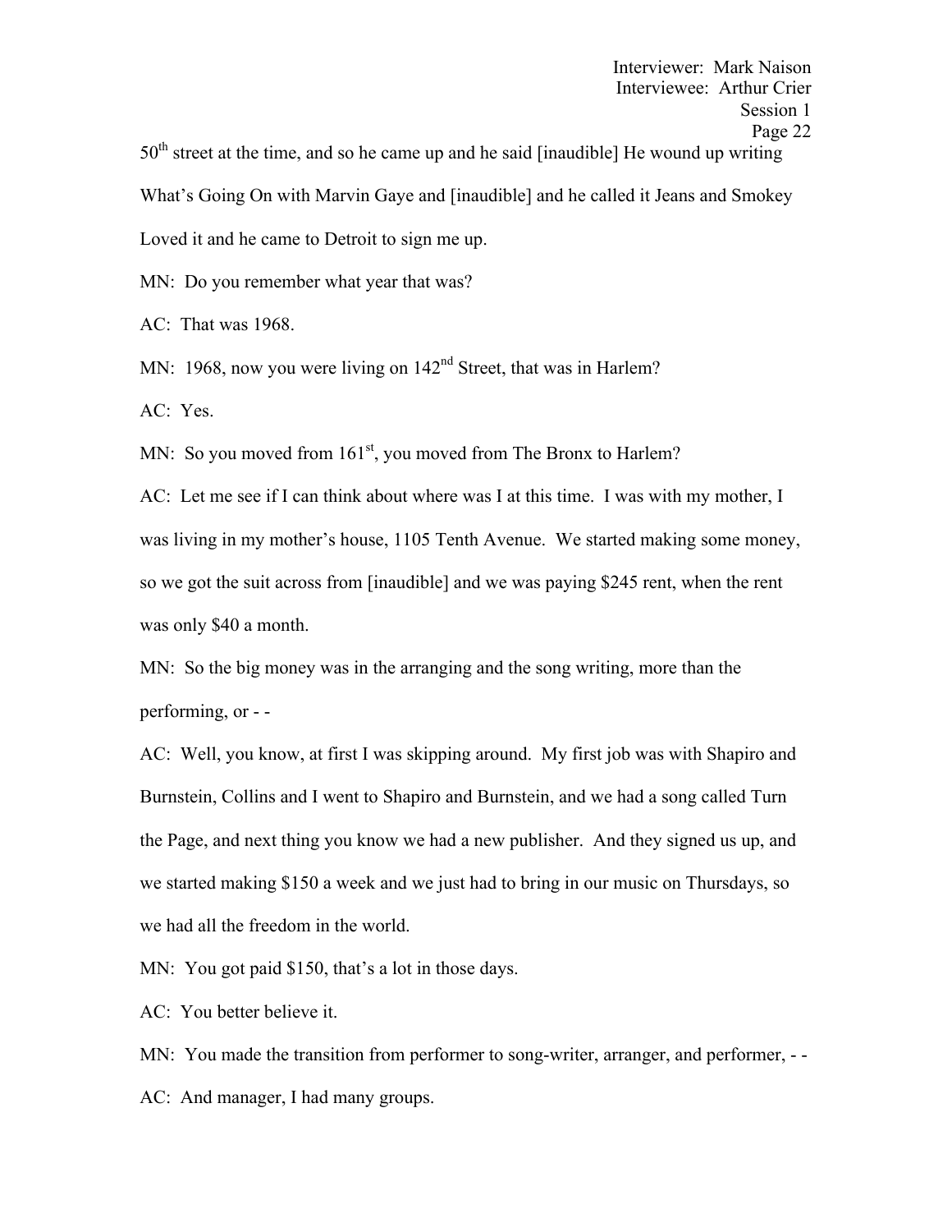50th street at the time, and so he came up and he said [inaudible] He wound up writing What's Going On with Marvin Gaye and [inaudible] and he called it Jeans and Smokey Loved it and he came to Detroit to sign me up.

MN: Do you remember what year that was?

AC: That was 1968.

MN: 1968, now you were living on 142nd Street, that was in Harlem?

AC: Yes.

MN: So you moved from 161st, you moved from The Bronx to Harlem?

AC: Let me see if I can think about where was I at this time. I was with my mother, I was living in my mother's house, 1105 Tenth Avenue. We started making some money, so we got the suit across from [inaudible] and we was paying $245 rent, when the rent was only $40 a month.

MN: So the big money was in the arranging and the song writing, more than the performing, or - -

AC: Well, you know, at first I was skipping around. My first job was with Shapiro and Burnstein, Collins and I went to Shapiro and Burnstein, and we had a song called Turn the Page, and next thing you know we had a new publisher. And they signed us up, and we started making $150 a week and we just had to bring in our music on Thursdays, so we had all the freedom in the world.

MN: You got paid $150, that's a lot in those days.

AC: You better believe it.

MN: You made the transition from performer to song-writer, arranger, and performer, - -

AC: And manager, I had many groups.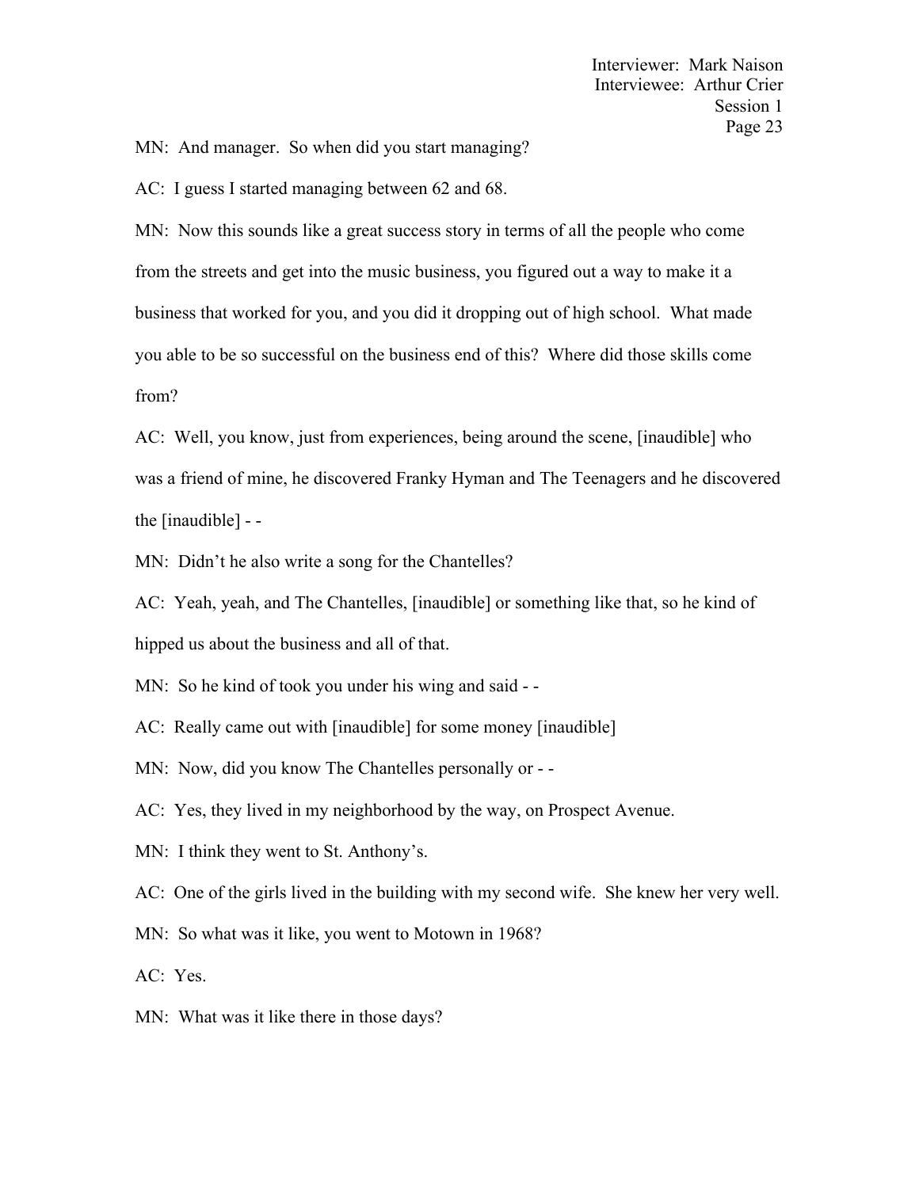MN: And manager. So when did you start managing?

AC: I guess I started managing between 62 and 68.

MN: Now this sounds like a great success story in terms of all the people who come from the streets and get into the music business, you figured out a way to make it a business that worked for you, and you did it dropping out of high school. What made you able to be so successful on the business end of this? Where did those skills come from?

AC: Well, you know, just from experiences, being around the scene, [inaudible] who was a friend of mine, he discovered Franky Hyman and The Teenagers and he discovered the [inaudible] - -

MN: Didn't he also write a song for the Chantelles?

AC: Yeah, yeah, and The Chantelles, [inaudible] or something like that, so he kind of hipped us about the business and all of that.

MN: So he kind of took you under his wing and said - -

AC: Really came out with [inaudible] for some money [inaudible]

MN: Now, did you know The Chantelles personally or - -

AC: Yes, they lived in my neighborhood by the way, on Prospect Avenue.

MN: I think they went to St. Anthony's.

AC: One of the girls lived in the building with my second wife. She knew her very well.

MN: So what was it like, you went to Motown in 1968?

AC: Yes.

MN: What was it like there in those days?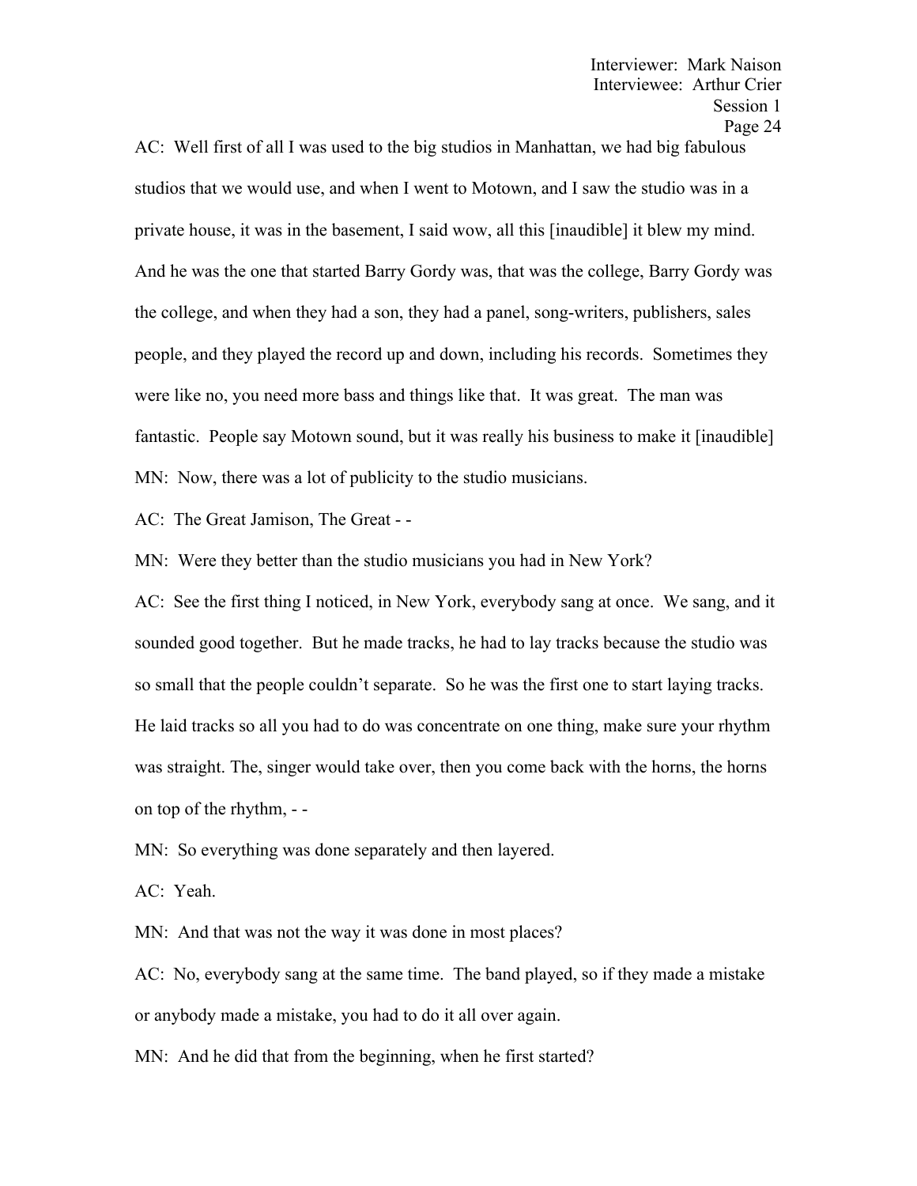AC: Well first of all I was used to the big studios in Manhattan, we had big fabulous studios that we would use, and when I went to Motown, and I saw the studio was in a private house, it was in the basement, I said wow, all this [inaudible] it blew my mind. And he was the one that started Barry Gordy was, that was the college, Barry Gordy was the college, and when they had a son, they had a panel, song-writers, publishers, sales people, and they played the record up and down, including his records. Sometimes they were like no, you need more bass and things like that. It was great. The man was fantastic. People say Motown sound, but it was really his business to make it [inaudible]

MN: Now, there was a lot of publicity to the studio musicians.

AC: The Great Jamison, The Great - -

MN: Were they better than the studio musicians you had in New York?

AC: See the first thing I noticed, in New York, everybody sang at once. We sang, and it sounded good together. But he made tracks, he had to lay tracks because the studio was so small that the people couldn't separate. So he was the first one to start laying tracks. He laid tracks so all you had to do was concentrate on one thing, make sure your rhythm was straight. The, singer would take over, then you come back with the horns, the horns on top of the rhythm, - -

MN: So everything was done separately and then layered.

AC: Yeah.

MN: And that was not the way it was done in most places?

AC: No, everybody sang at the same time. The band played, so if they made a mistake or anybody made a mistake, you had to do it all over again.

MN: And he did that from the beginning, when he first started?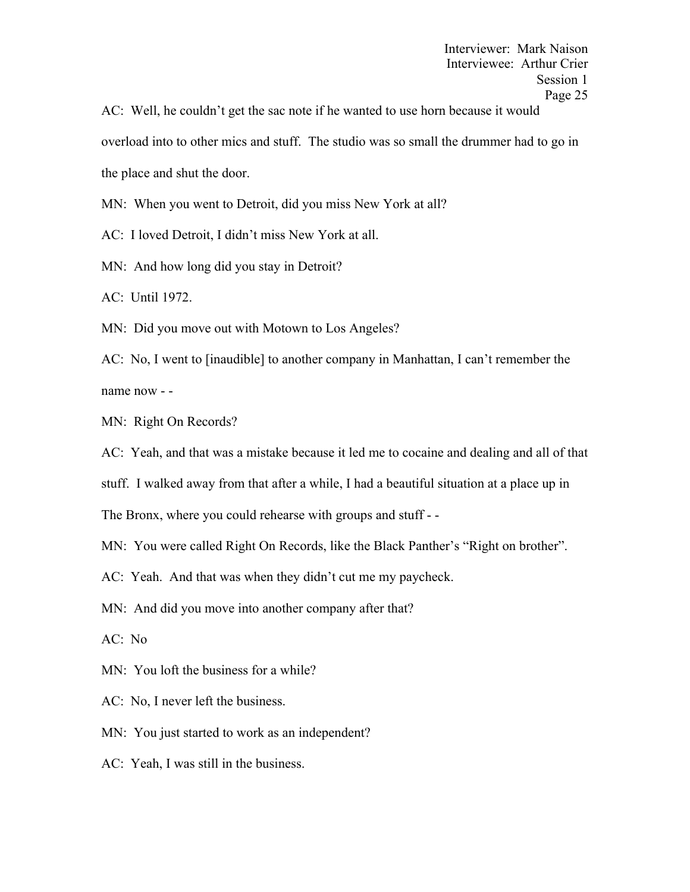AC: Well, he couldn't get the sac note if he wanted to use horn because it would overload into to other mics and stuff. The studio was so small the drummer had to go in the place and shut the door.

MN: When you went to Detroit, did you miss New York at all?

AC: I loved Detroit, I didn't miss New York at all.

MN: And how long did you stay in Detroit?

AC: Until 1972.

MN: Did you move out with Motown to Los Angeles?

AC: No, I went to [inaudible] to another company in Manhattan, I can't remember the name now - -

MN: Right On Records?

AC: Yeah, and that was a mistake because it led me to cocaine and dealing and all of that stuff. I walked away from that after a while, I had a beautiful situation at a place up in The Bronx, where you could rehearse with groups and stuff - -

MN: You were called Right On Records, like the Black Panther's "Right on brother".

AC: Yeah. And that was when they didn't cut me my paycheck.

MN: And did you move into another company after that?

AC: No

MN: You loft the business for a while?

AC: No, I never left the business.

MN: You just started to work as an independent?

AC: Yeah, I was still in the business.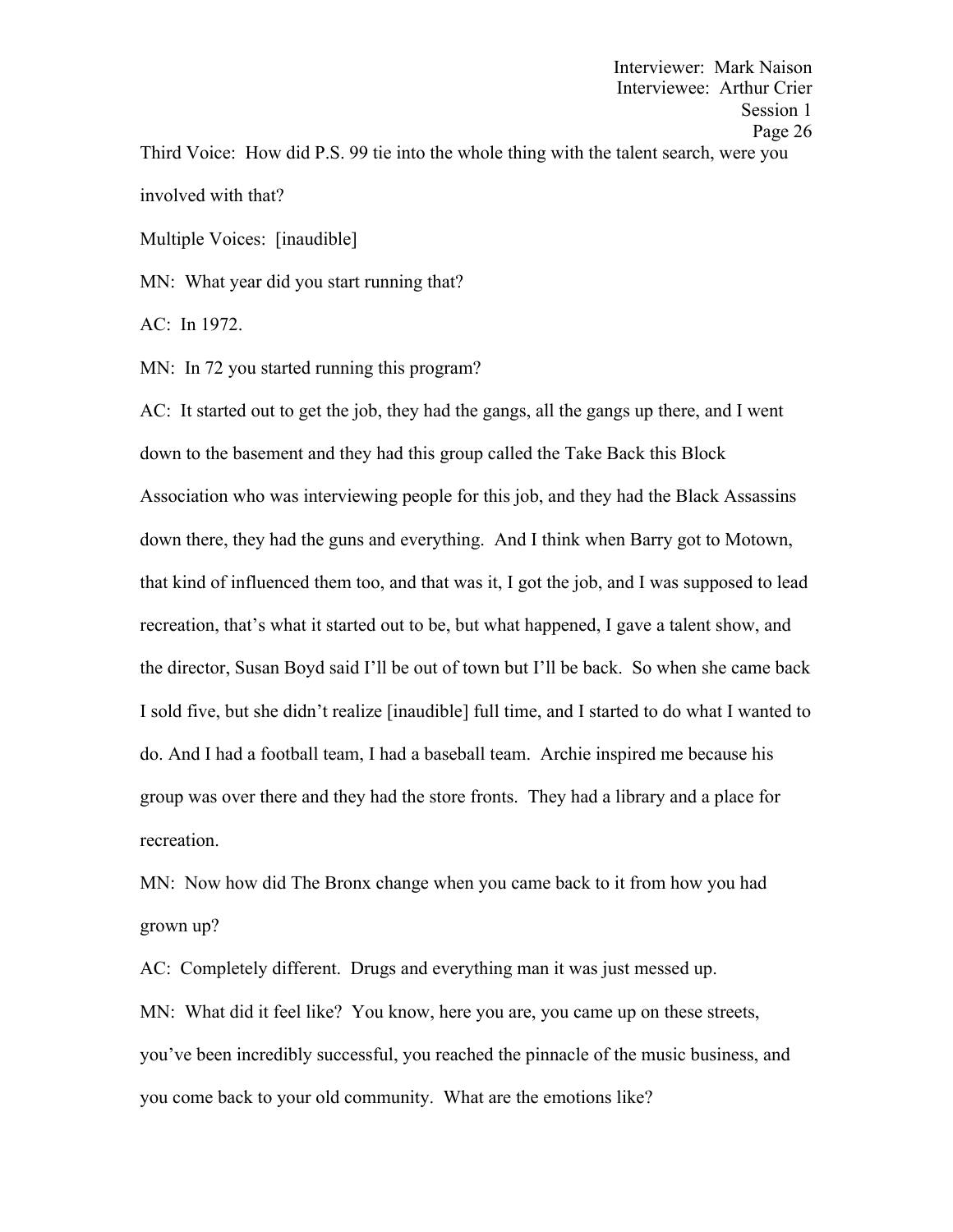Third Voice: How did P.S. 99 tie into the whole thing with the talent search, were you involved with that?

Multiple Voices: [inaudible]

MN: What year did you start running that?

AC: In 1972.

MN: In 72 you started running this program?

AC: It started out to get the job, they had the gangs, all the gangs up there, and I went down to the basement and they had this group called the Take Back this Block Association who was interviewing people for this job, and they had the Black Assassins down there, they had the guns and everything. And I think when Barry got to Motown, that kind of influenced them too, and that was it, I got the job, and I was supposed to lead recreation, that's what it started out to be, but what happened, I gave a talent show, and the director, Susan Boyd said I'll be out of town but I'll be back. So when she came back I sold five, but she didn't realize [inaudible] full time, and I started to do what I wanted to do. And I had a football team, I had a baseball team. Archie inspired me because his group was over there and they had the store fronts. They had a library and a place for recreation.

MN: Now how did The Bronx change when you came back to it from how you had grown up?

AC: Completely different. Drugs and everything man it was just messed up.

MN: What did it feel like? You know, here you are, you came up on these streets, you've been incredibly successful, you reached the pinnacle of the music business, and you come back to your old community. What are the emotions like?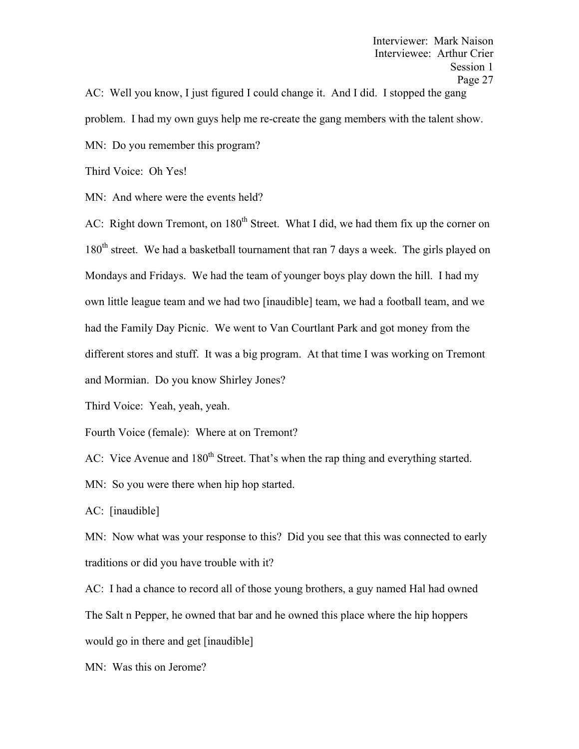AC: Well you know, I just figured I could change it. And I did. I stopped the gang problem. I had my own guys help me re-create the gang members with the talent show.

MN: Do you remember this program?

Third Voice: Oh Yes!

MN: And where were the events held?

AC: Right down Tremont, on 180th Street. What I did, we had them fix up the corner on 180th street. We had a basketball tournament that ran 7 days a week. The girls played on Mondays and Fridays. We had the team of younger boys play down the hill. I had my own little league team and we had two [inaudible] team, we had a football team, and we had the Family Day Picnic. We went to Van Courtlant Park and got money from the different stores and stuff. It was a big program. At that time I was working on Tremont and Mormian. Do you know Shirley Jones?

Third Voice: Yeah, yeah, yeah.

Fourth Voice (female): Where at on Tremont?

AC: Vice Avenue and 180th Street. That's when the rap thing and everything started.

MN: So you were there when hip hop started.

AC: [inaudible]

MN: Now what was your response to this? Did you see that this was connected to early traditions or did you have trouble with it?

AC: I had a chance to record all of those young brothers, a guy named Hal had owned The Salt n Pepper, he owned that bar and he owned this place where the hip hoppers would go in there and get [inaudible]

MN: Was this on Jerome?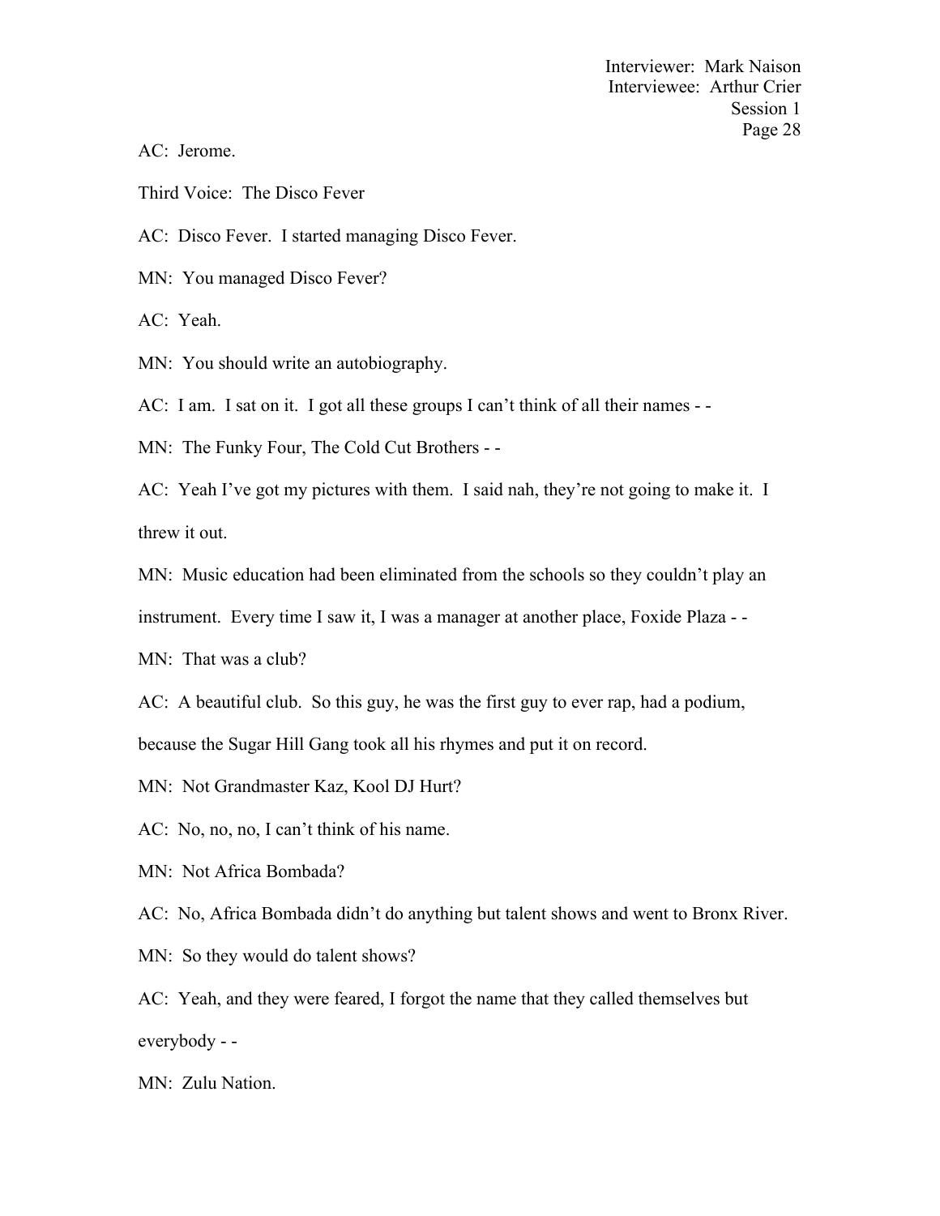AC: Jerome.

Third Voice: The Disco Fever

AC: Disco Fever. I started managing Disco Fever.

MN: You managed Disco Fever?

AC: Yeah.

MN: You should write an autobiography.

AC: I am. I sat on it. I got all these groups I can't think of all their names - -

MN: The Funky Four, The Cold Cut Brothers - -

AC: Yeah I've got my pictures with them. I said nah, they're not going to make it. I threw it out.

MN: Music education had been eliminated from the schools so they couldn't play an instrument. Every time I saw it, I was a manager at another place, Foxide Plaza - -

MN: That was a club?

AC: A beautiful club. So this guy, he was the first guy to ever rap, had a podium, because the Sugar Hill Gang took all his rhymes and put it on record.

MN: Not Grandmaster Kaz, Kool DJ Hurt?

AC: No, no, no, I can't think of his name.

MN: Not Africa Bombada?

AC: No, Africa Bombada didn't do anything but talent shows and went to Bronx River.

MN: So they would do talent shows?

AC: Yeah, and they were feared, I forgot the name that they called themselves but everybody - -

MN: Zulu Nation.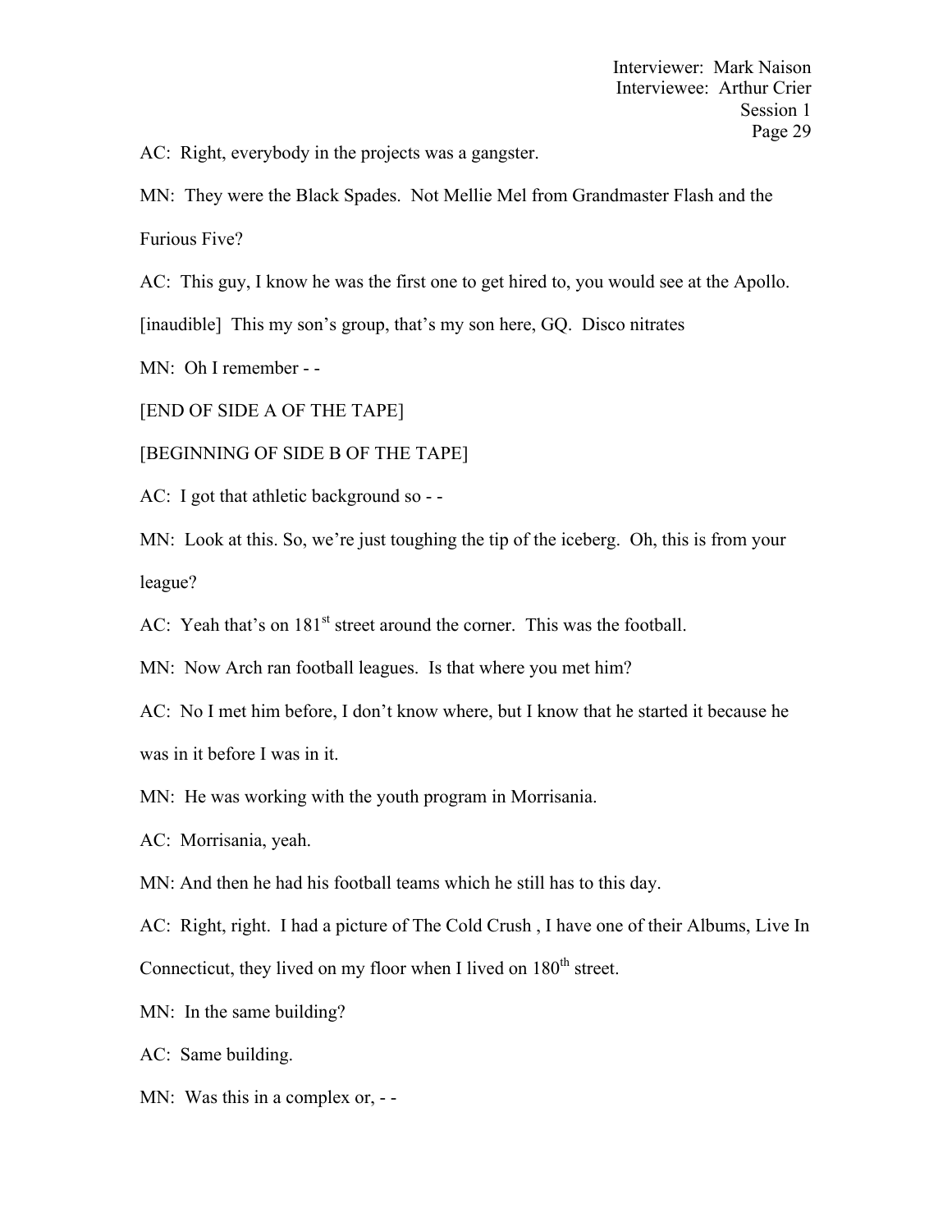AC: Right, everybody in the projects was a gangster.

MN: They were the Black Spades. Not Mellie Mel from Grandmaster Flash and the Furious Five?

AC: This guy, I know he was the first one to get hired to, you would see at the Apollo. [inaudible] This my son's group, that's my son here, GQ. Disco nitrates

MN: Oh I remember - -

[END OF SIDE A OF THE TAPE]

[BEGINNING OF SIDE B OF THE TAPE]

AC: I got that athletic background so - -

MN: Look at this. So, we're just toughing the tip of the iceberg. Oh, this is from your league?

AC: Yeah that's on 181st street around the corner. This was the football.

MN: Now Arch ran football leagues. Is that where you met him?

AC: No I met him before, I don't know where, but I know that he started it because he was in it before I was in it.

MN: He was working with the youth program in Morrisania.

AC: Morrisania, yeah.

MN: And then he had his football teams which he still has to this day.

AC: Right, right. I had a picture of The Cold Crush , I have one of their Albums, Live In Connecticut, they lived on my floor when I lived on 180th street.

MN: In the same building?

AC: Same building.

MN: Was this in a complex or, - -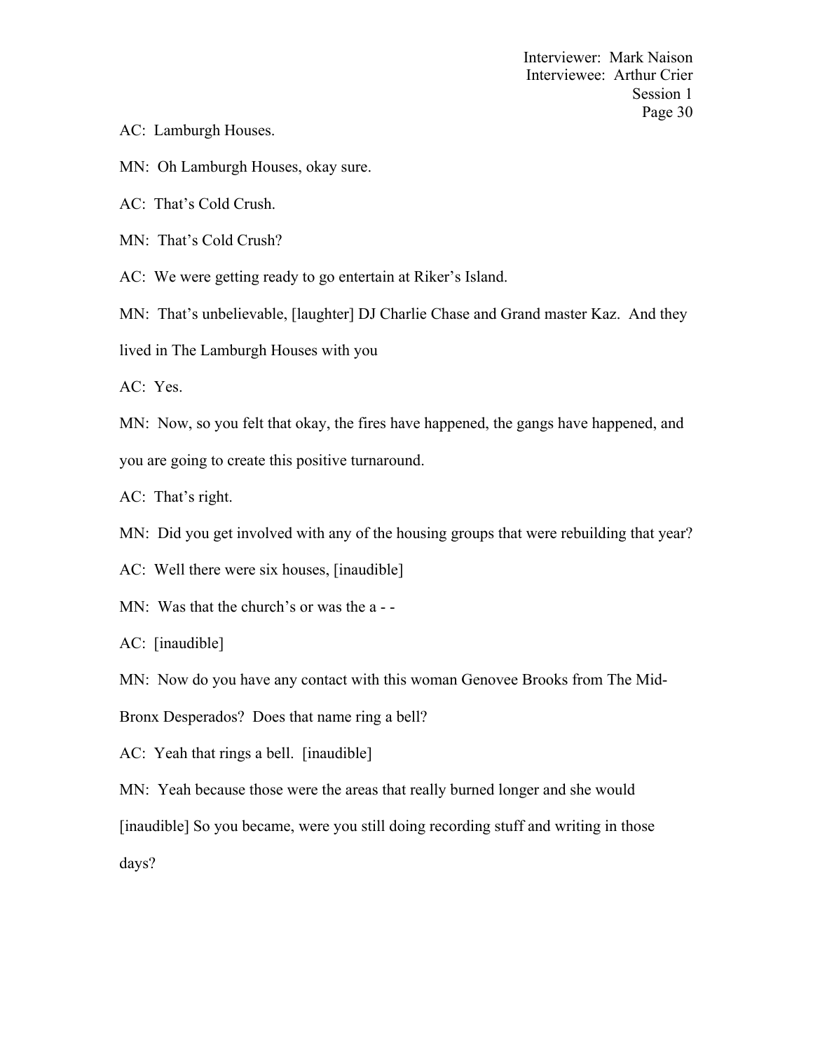AC: Lamburgh Houses.

MN: Oh Lamburgh Houses, okay sure.

AC: That's Cold Crush.

MN: That's Cold Crush?

AC: We were getting ready to go entertain at Riker's Island.

MN: That's unbelievable, [laughter] DJ Charlie Chase and Grand master Kaz. And they lived in The Lamburgh Houses with you

AC: Yes.

MN: Now, so you felt that okay, the fires have happened, the gangs have happened, and you are going to create this positive turnaround.

AC: That's right.

MN: Did you get involved with any of the housing groups that were rebuilding that year?

AC: Well there were six houses, [inaudible]

MN: Was that the church's or was the a - -

AC: [inaudible]

MN: Now do you have any contact with this woman Genovee Brooks from The Mid-Bronx Desperados? Does that name ring a bell?

AC: Yeah that rings a bell. [inaudible]

MN: Yeah because those were the areas that really burned longer and she would [inaudible] So you became, were you still doing recording stuff and writing in those days?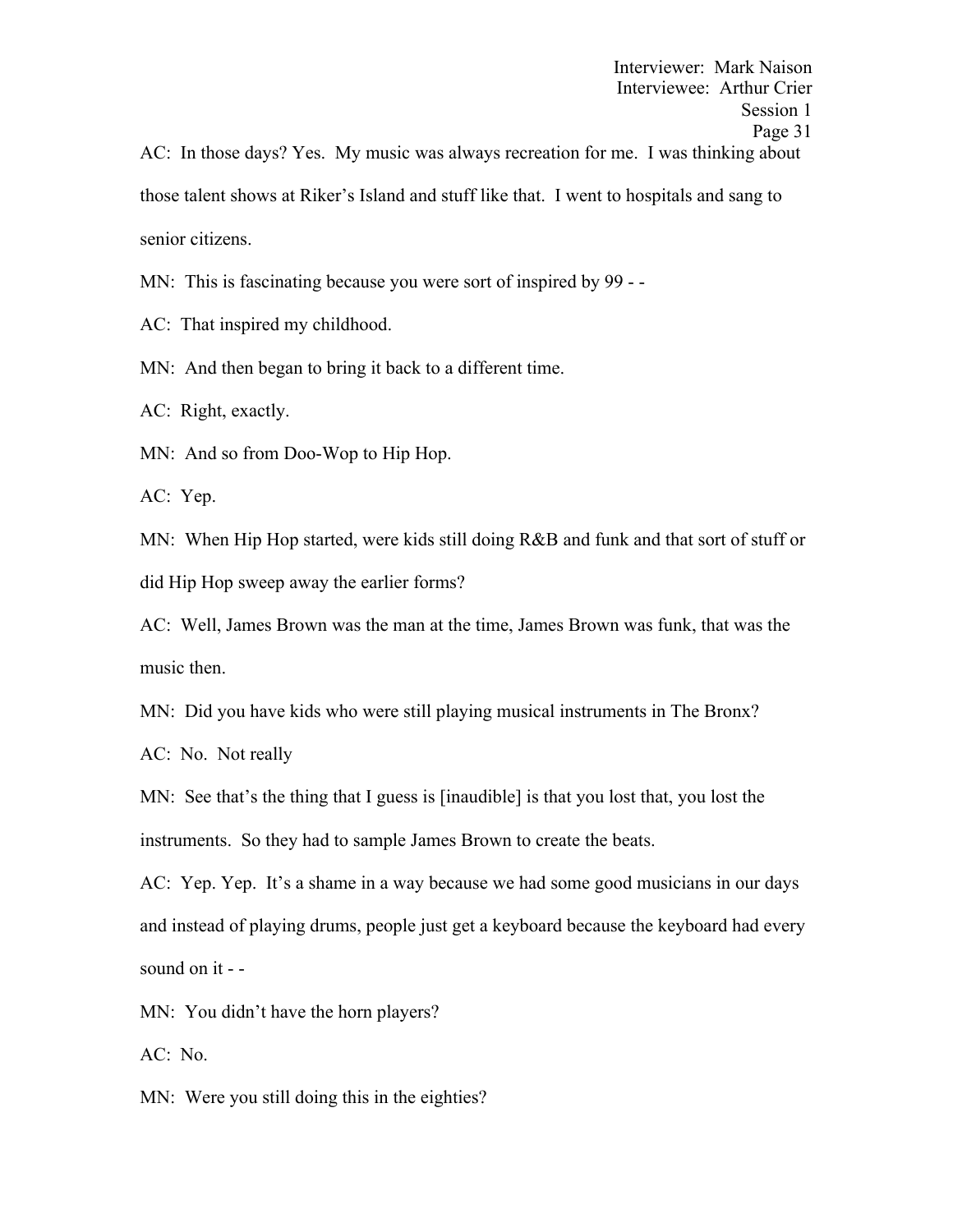AC: In those days? Yes. My music was always recreation for me. I was thinking about those talent shows at Riker's Island and stuff like that. I went to hospitals and sang to senior citizens.

MN: This is fascinating because you were sort of inspired by 99 - -

AC: That inspired my childhood.

MN: And then began to bring it back to a different time.

AC: Right, exactly.

MN: And so from Doo-Wop to Hip Hop.

AC: Yep.

MN: When Hip Hop started, were kids still doing R&B and funk and that sort of stuff or did Hip Hop sweep away the earlier forms?

AC: Well, James Brown was the man at the time, James Brown was funk, that was the music then.

MN: Did you have kids who were still playing musical instruments in The Bronx?

AC: No. Not really

MN: See that's the thing that I guess is [inaudible] is that you lost that, you lost the instruments. So they had to sample James Brown to create the beats.

AC: Yep. Yep. It's a shame in a way because we had some good musicians in our days and instead of playing drums, people just get a keyboard because the keyboard had every sound on it - -

MN: You didn't have the horn players?

AC: No.

MN: Were you still doing this in the eighties?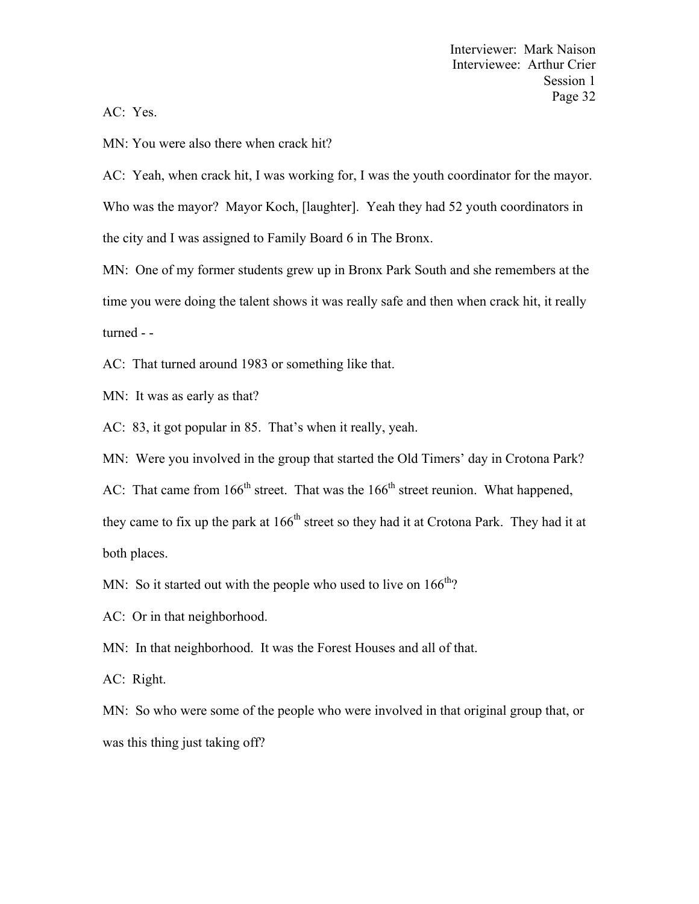AC: Yes.

MN: You were also there when crack hit?

AC: Yeah, when crack hit, I was working for, I was the youth coordinator for the mayor. Who was the mayor? Mayor Koch, [laughter]. Yeah they had 52 youth coordinators in the city and I was assigned to Family Board 6 in The Bronx.

MN: One of my former students grew up in Bronx Park South and she remembers at the time you were doing the talent shows it was really safe and then when crack hit, it really turned - -

AC: That turned around 1983 or something like that.

MN: It was as early as that?

AC: 83, it got popular in 85. That's when it really, yeah.

MN: Were you involved in the group that started the Old Timers' day in Crotona Park?

AC: That came from 166th street. That was the 166th street reunion. What happened, they came to fix up the park at 166th street so they had it at Crotona Park. They had it at both places.

MN: So it started out with the people who used to live on 166th?

AC: Or in that neighborhood.

MN: In that neighborhood. It was the Forest Houses and all of that.

AC: Right.

MN: So who were some of the people who were involved in that original group that, or was this thing just taking off?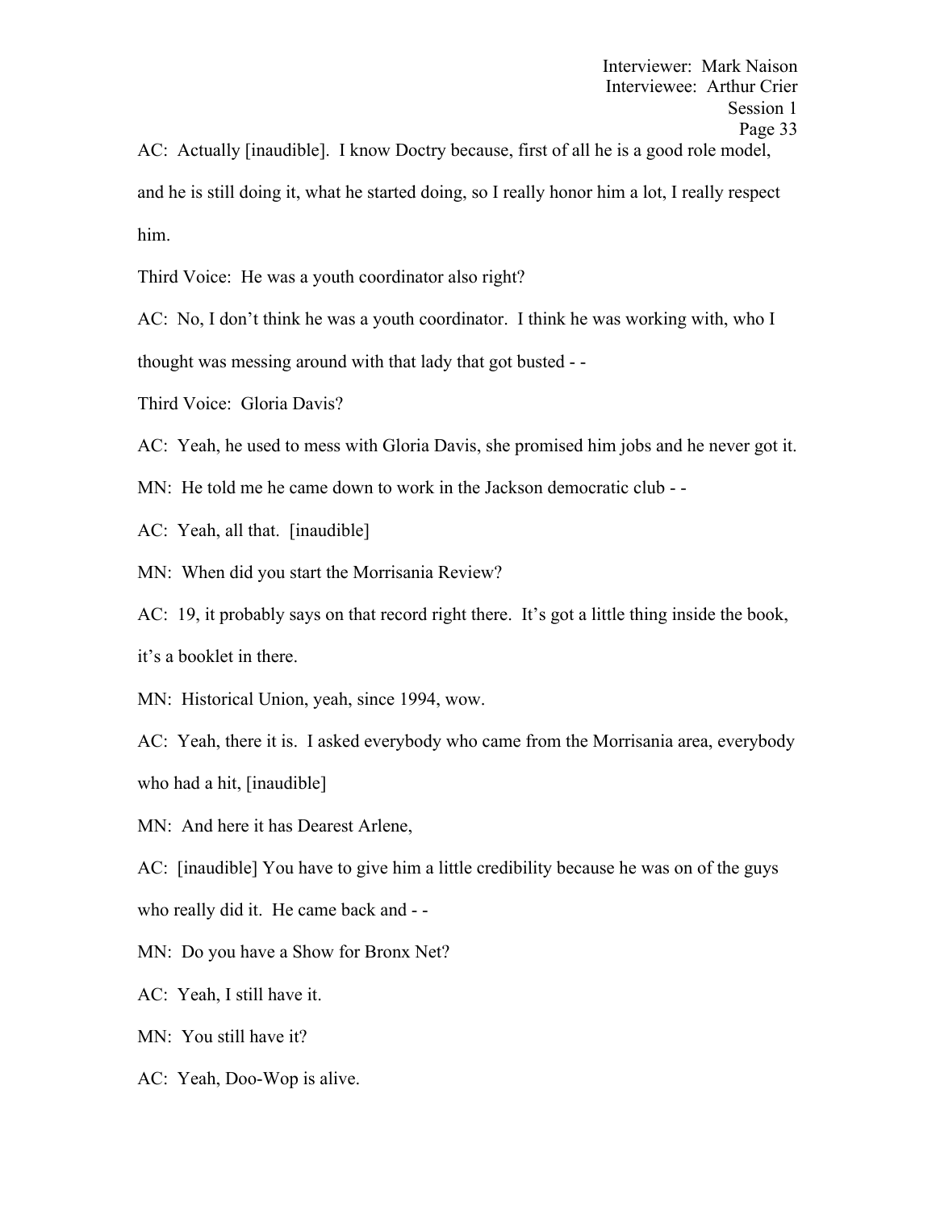AC: Actually [inaudible]. I know Doctry because, first of all he is a good role model, and he is still doing it, what he started doing, so I really honor him a lot, I really respect him.

Third Voice: He was a youth coordinator also right?

AC: No, I don't think he was a youth coordinator. I think he was working with, who I thought was messing around with that lady that got busted - -

Third Voice: Gloria Davis?

AC: Yeah, he used to mess with Gloria Davis, she promised him jobs and he never got it.

MN: He told me he came down to work in the Jackson democratic club - -

AC: Yeah, all that. [inaudible]

MN: When did you start the Morrisania Review?

AC: 19, it probably says on that record right there. It's got a little thing inside the book, it's a booklet in there.

MN: Historical Union, yeah, since 1994, wow.

AC: Yeah, there it is. I asked everybody who came from the Morrisania area, everybody who had a hit, [inaudible]

MN: And here it has Dearest Arlene,

AC: [inaudible] You have to give him a little credibility because he was on of the guys who really did it. He came back and - -

MN: Do you have a Show for Bronx Net?

AC: Yeah, I still have it.

MN: You still have it?

AC: Yeah, Doo-Wop is alive.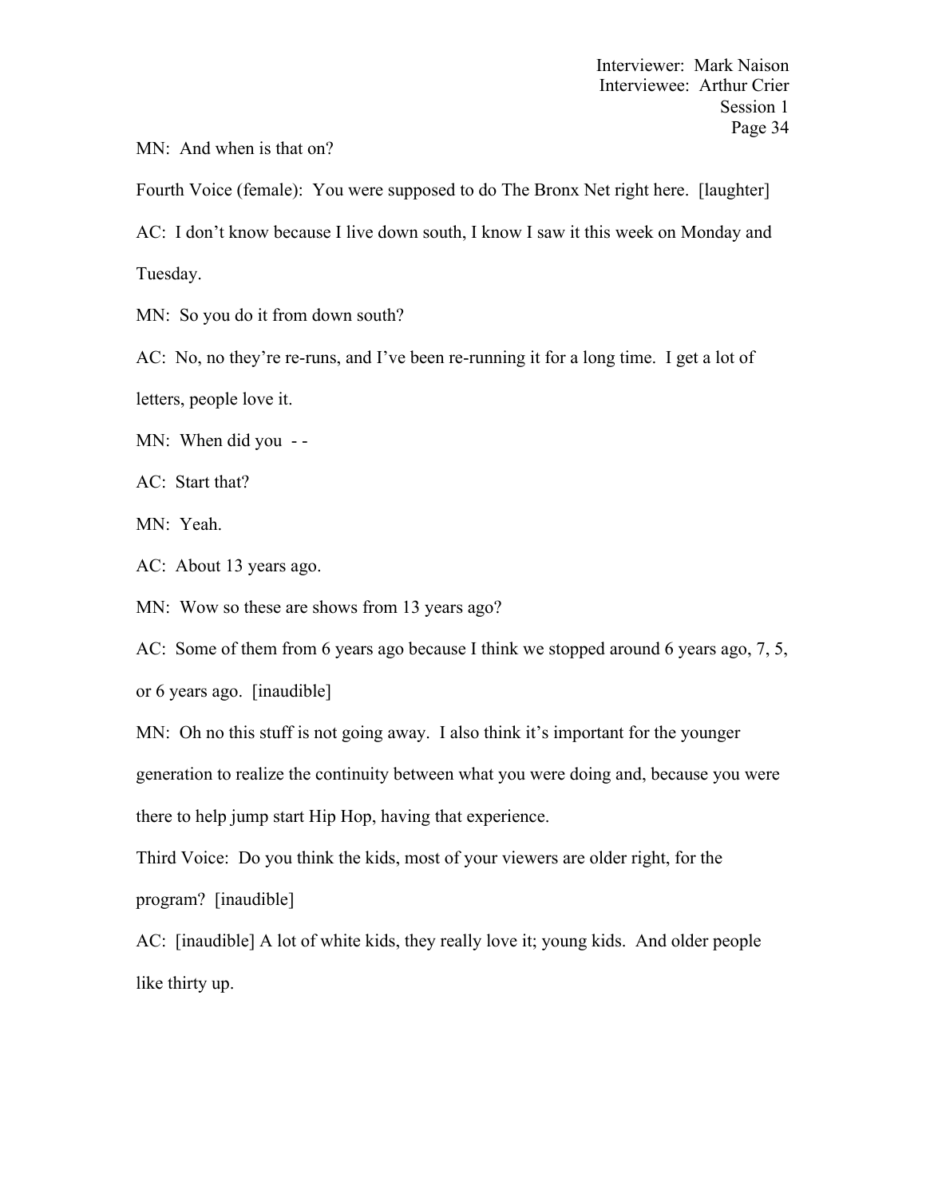MN: And when is that on?

Fourth Voice (female): You were supposed to do The Bronx Net right here. [laughter]

AC: I don't know because I live down south, I know I saw it this week on Monday and Tuesday.

MN: So you do it from down south?

AC: No, no they're re-runs, and I've been re-running it for a long time. I get a lot of letters, people love it.

MN: When did you - -

AC: Start that?

MN: Yeah.

AC: About 13 years ago.

MN: Wow so these are shows from 13 years ago?

AC: Some of them from 6 years ago because I think we stopped around 6 years ago, 7, 5, or 6 years ago. [inaudible]

MN: Oh no this stuff is not going away. I also think it's important for the younger generation to realize the continuity between what you were doing and, because you were there to help jump start Hip Hop, having that experience.

Third Voice: Do you think the kids, most of your viewers are older right, for the program? [inaudible]

AC: [inaudible] A lot of white kids, they really love it; young kids. And older people like thirty up.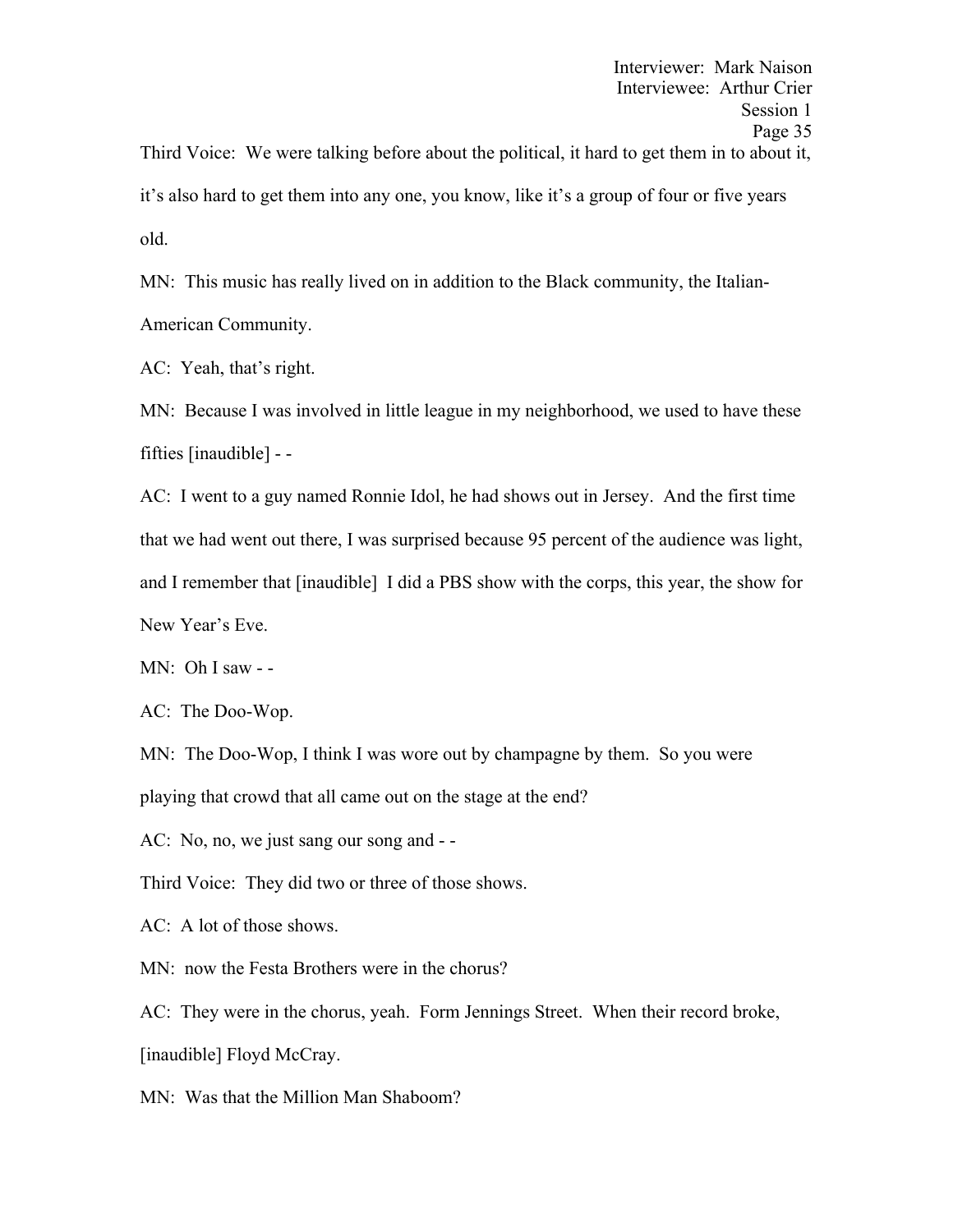Third Voice: We were talking before about the political, it hard to get them in to about it, it's also hard to get them into any one, you know, like it's a group of four or five years old.

MN: This music has really lived on in addition to the Black community, the Italian-American Community.

AC: Yeah, that's right.

MN: Because I was involved in little league in my neighborhood, we used to have these fifties [inaudible] - -

AC: I went to a guy named Ronnie Idol, he had shows out in Jersey. And the first time that we had went out there, I was surprised because 95 percent of the audience was light, and I remember that [inaudible] I did a PBS show with the corps, this year, the show for New Year's Eve.

MN: Oh I saw - -

AC: The Doo-Wop.

MN: The Doo-Wop, I think I was wore out by champagne by them. So you were playing that crowd that all came out on the stage at the end?

AC: No, no, we just sang our song and - -

Third Voice: They did two or three of those shows.

AC: A lot of those shows.

MN: now the Festa Brothers were in the chorus?

AC: They were in the chorus, yeah. Form Jennings Street. When their record broke, [inaudible] Floyd McCray.

MN: Was that the Million Man Shaboom?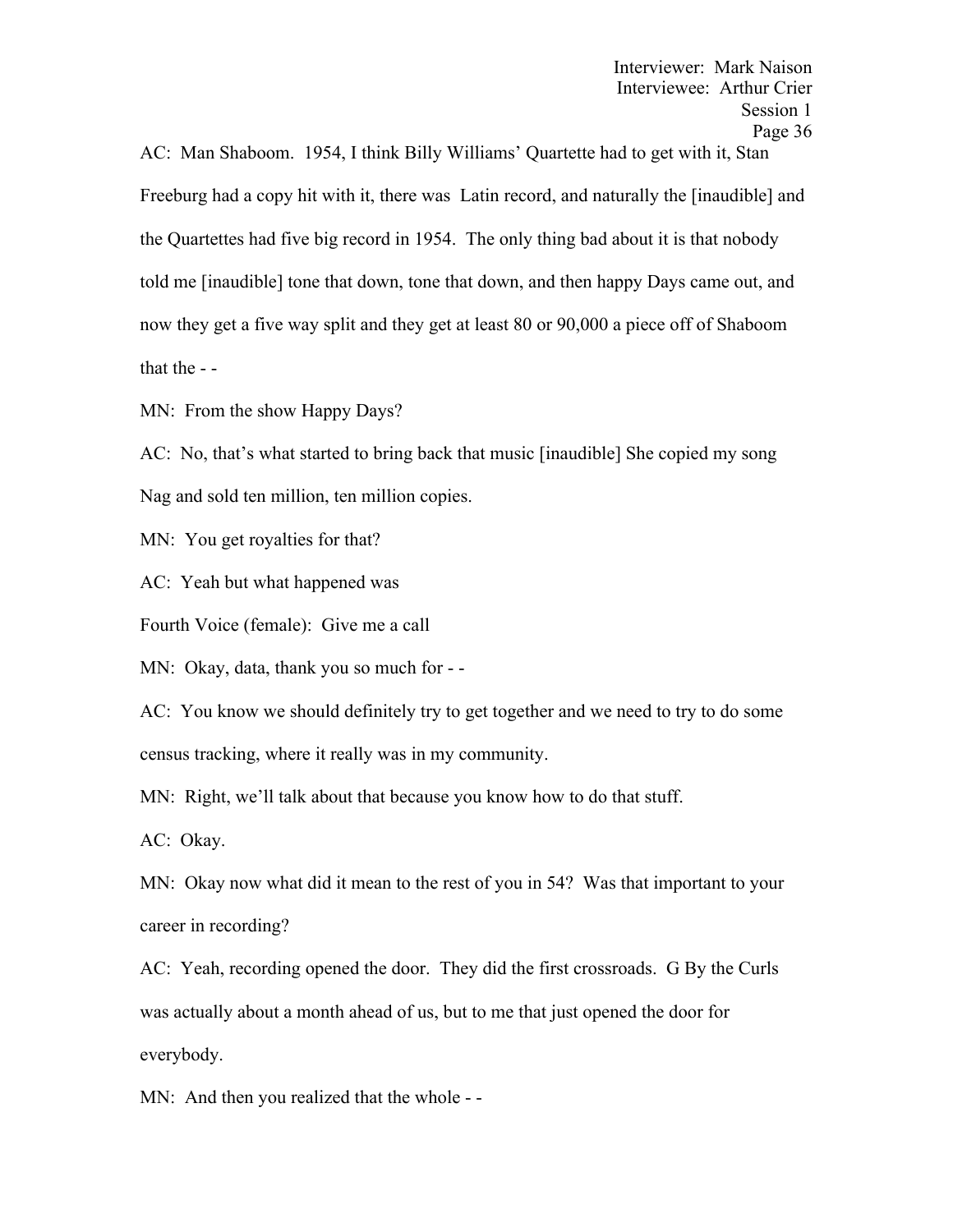AC: Man Shaboom. 1954, I think Billy Williams' Quartette had to get with it, Stan Freeburg had a copy hit with it, there was Latin record, and naturally the [inaudible] and the Quartettes had five big record in 1954. The only thing bad about it is that nobody told me [inaudible] tone that down, tone that down, and then happy Days came out, and now they get a five way split and they get at least 80 or 90,000 a piece off of Shaboom that the - -

MN: From the show Happy Days?

AC: No, that's what started to bring back that music [inaudible] She copied my song Nag and sold ten million, ten million copies.

MN: You get royalties for that?

AC: Yeah but what happened was

Fourth Voice (female): Give me a call

MN: Okay, data, thank you so much for - -

AC: You know we should definitely try to get together and we need to try to do some census tracking, where it really was in my community.

MN: Right, we'll talk about that because you know how to do that stuff.

AC: Okay.

MN: Okay now what did it mean to the rest of you in 54? Was that important to your career in recording?

AC: Yeah, recording opened the door. They did the first crossroads. G By the Curls was actually about a month ahead of us, but to me that just opened the door for everybody.

MN: And then you realized that the whole - -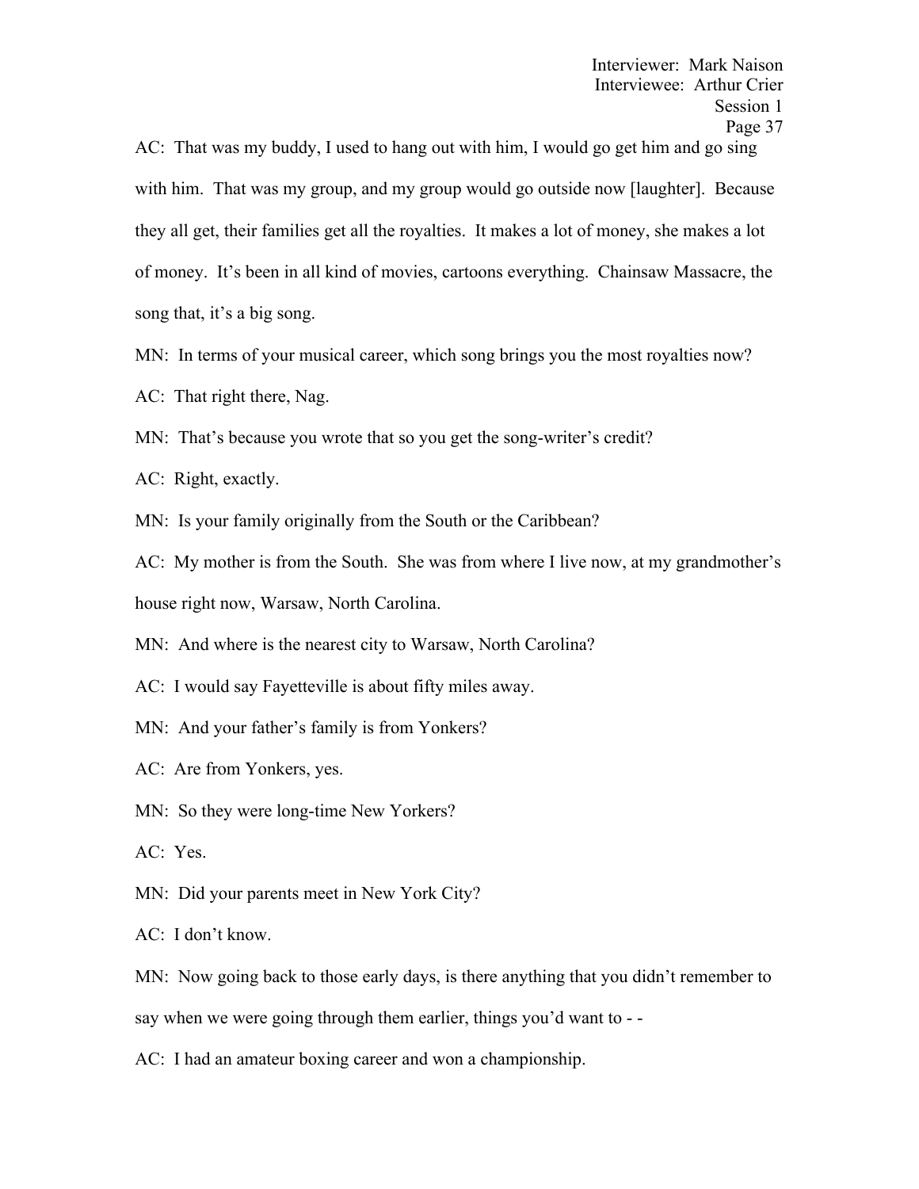AC: That was my buddy, I used to hang out with him, I would go get him and go sing with him. That was my group, and my group would go outside now [laughter]. Because they all get, their families get all the royalties. It makes a lot of money, she makes a lot of money. It's been in all kind of movies, cartoons everything. Chainsaw Massacre, the song that, it's a big song.

MN: In terms of your musical career, which song brings you the most royalties now?

AC: That right there, Nag.

MN: That's because you wrote that so you get the song-writer's credit?

AC: Right, exactly.

MN: Is your family originally from the South or the Caribbean?

AC: My mother is from the South. She was from where I live now, at my grandmother's house right now, Warsaw, North Carolina.

MN: And where is the nearest city to Warsaw, North Carolina?

AC: I would say Fayetteville is about fifty miles away.

MN: And your father's family is from Yonkers?

AC: Are from Yonkers, yes.

MN: So they were long-time New Yorkers?

AC: Yes.

MN: Did your parents meet in New York City?

AC: I don't know.

MN: Now going back to those early days, is there anything that you didn't remember to say when we were going through them earlier, things you'd want to - -

AC: I had an amateur boxing career and won a championship.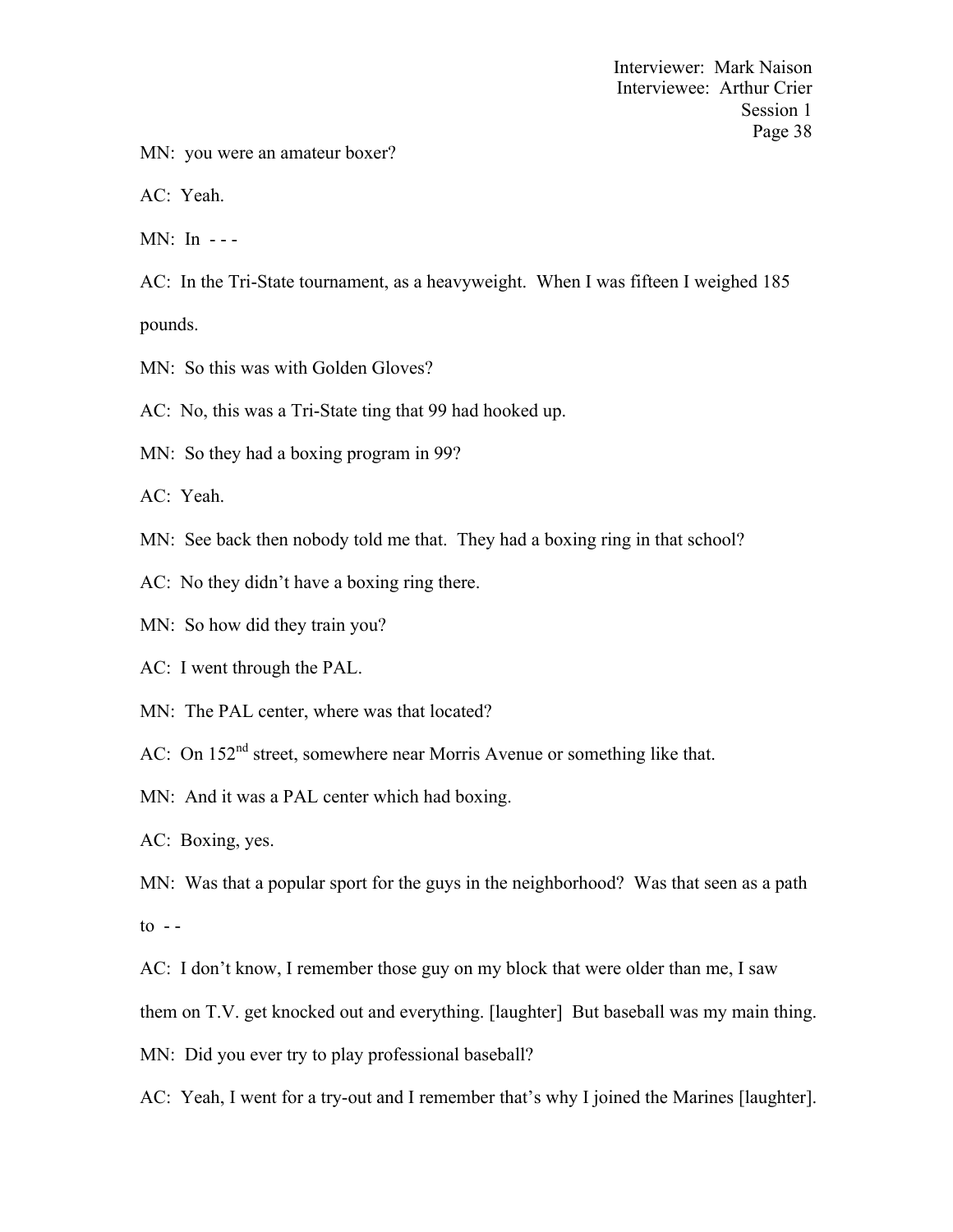MN: you were an amateur boxer?

AC: Yeah.

MN: In - - -

AC: In the Tri-State tournament, as a heavyweight. When I was fifteen I weighed 185 pounds.

MN: So this was with Golden Gloves?

AC: No, this was a Tri-State ting that 99 had hooked up.

MN: So they had a boxing program in 99?

AC: Yeah.

MN: See back then nobody told me that. They had a boxing ring in that school?

AC: No they didn't have a boxing ring there.

MN: So how did they train you?

AC: I went through the PAL.

MN: The PAL center, where was that located?

AC: On 152nd street, somewhere near Morris Avenue or something like that.

MN: And it was a PAL center which had boxing.

AC: Boxing, yes.

MN: Was that a popular sport for the guys in the neighborhood? Was that seen as a path to - -

AC: I don't know, I remember those guy on my block that were older than me, I saw them on T.V. get knocked out and everything. [laughter] But baseball was my main thing.

MN: Did you ever try to play professional baseball?

AC: Yeah, I went for a try-out and I remember that's why I joined the Marines [laughter].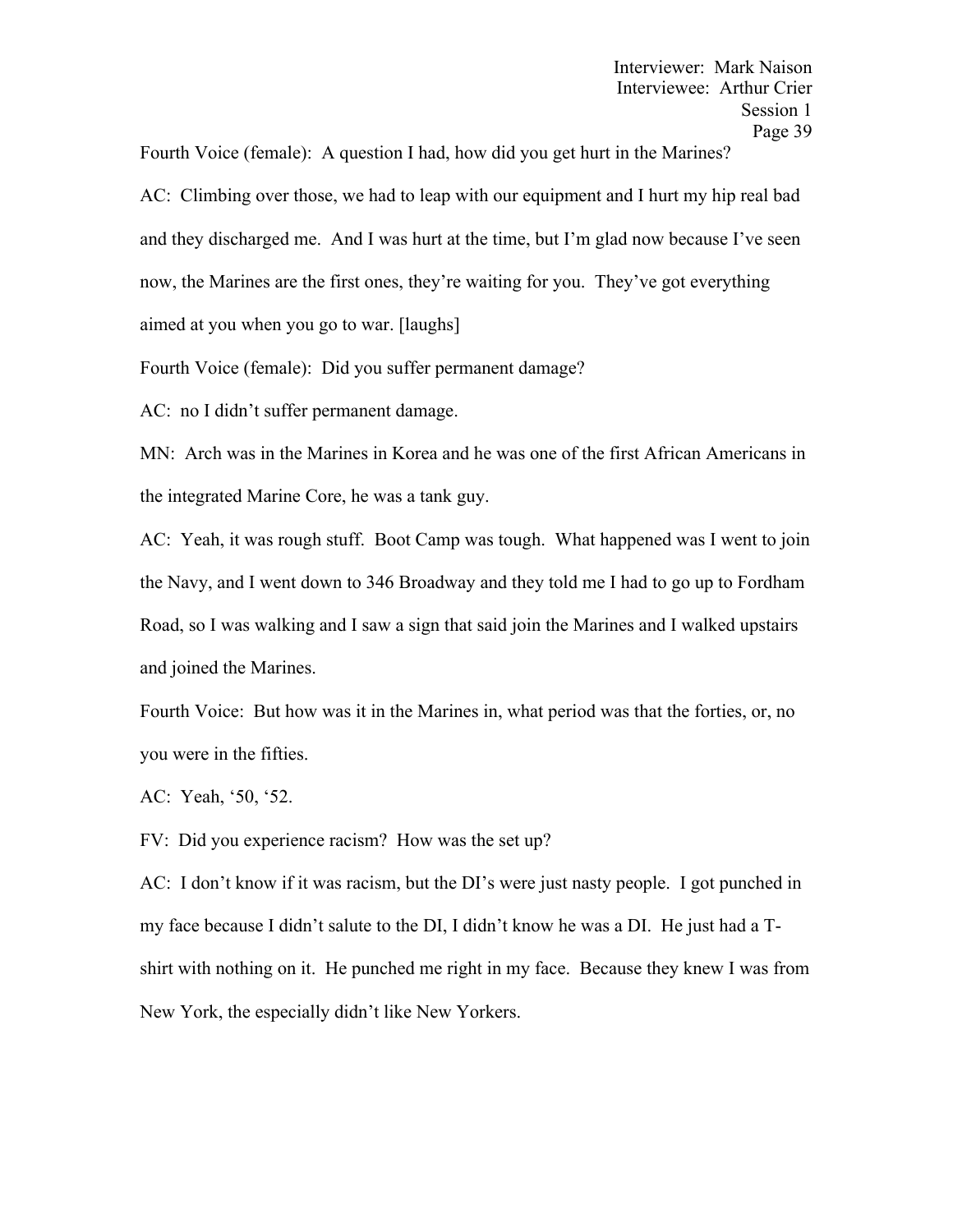Fourth Voice (female): A question I had, how did you get hurt in the Marines?

AC: Climbing over those, we had to leap with our equipment and I hurt my hip real bad and they discharged me. And I was hurt at the time, but I'm glad now because I've seen now, the Marines are the first ones, they're waiting for you. They've got everything aimed at you when you go to war. [laughs]

Fourth Voice (female): Did you suffer permanent damage?

AC: no I didn't suffer permanent damage.

MN: Arch was in the Marines in Korea and he was one of the first African Americans in the integrated Marine Core, he was a tank guy.

AC: Yeah, it was rough stuff. Boot Camp was tough. What happened was I went to join the Navy, and I went down to 346 Broadway and they told me I had to go up to Fordham Road, so I was walking and I saw a sign that said join the Marines and I walked upstairs and joined the Marines.

Fourth Voice: But how was it in the Marines in, what period was that the forties, or, no you were in the fifties.

AC: Yeah, '50, '52.

FV: Did you experience racism? How was the set up?

AC: I don't know if it was racism, but the DI's were just nasty people. I got punched in my face because I didn't salute to the DI, I didn't know he was a DI. He just had a T-shirt with nothing on it. He punched me right in my face. Because they knew I was from New York, the especially didn't like New Yorkers.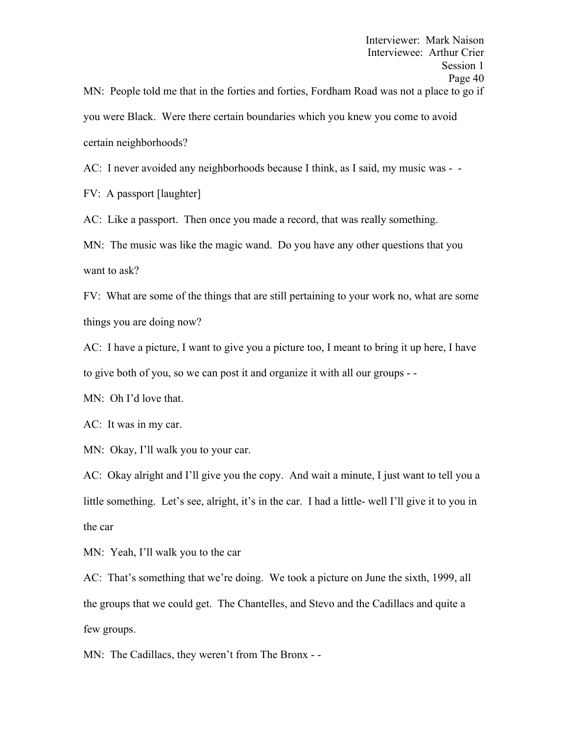MN: People told me that in the forties and forties, Fordham Road was not a place to go if you were Black. Were there certain boundaries which you knew you come to avoid certain neighborhoods?

AC: I never avoided any neighborhoods because I think, as I said, my music was - -

FV: A passport [laughter]

AC: Like a passport. Then once you made a record, that was really something.

MN: The music was like the magic wand. Do you have any other questions that you want to ask?

FV: What are some of the things that are still pertaining to your work no, what are some things you are doing now?

AC: I have a picture, I want to give you a picture too, I meant to bring it up here, I have to give both of you, so we can post it and organize it with all our groups - -

MN: Oh I'd love that.

AC: It was in my car.

MN: Okay, I'll walk you to your car.

AC: Okay alright and I'll give you the copy. And wait a minute, I just want to tell you a little something. Let's see, alright, it's in the car. I had a little- well I'll give it to you in the car

MN: Yeah, I'll walk you to the car

AC: That's something that we're doing. We took a picture on June the sixth, 1999, all the groups that we could get. The Chantelles, and Stevo and the Cadillacs and quite a few groups.

MN: The Cadillacs, they weren't from The Bronx - -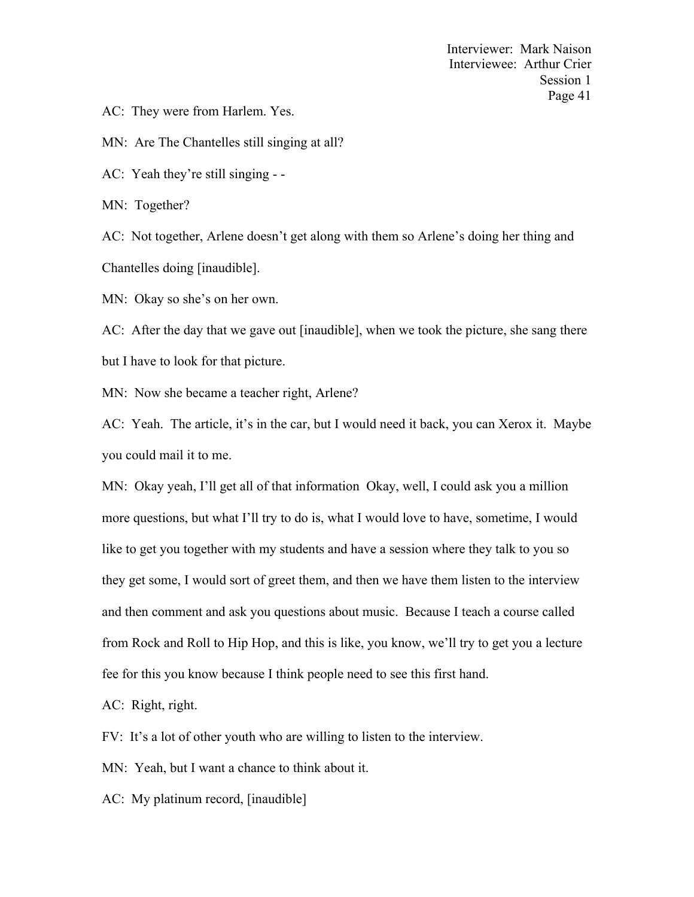AC: They were from Harlem. Yes.

MN: Are The Chantelles still singing at all?

AC: Yeah they're still singing - -

MN: Together?

AC: Not together, Arlene doesn't get along with them so Arlene's doing her thing and Chantelles doing [inaudible].

MN: Okay so she's on her own.

AC: After the day that we gave out [inaudible], when we took the picture, she sang there but I have to look for that picture.

MN: Now she became a teacher right, Arlene?

AC: Yeah. The article, it's in the car, but I would need it back, you can Xerox it. Maybe you could mail it to me.

MN: Okay yeah, I'll get all of that information Okay, well, I could ask you a million more questions, but what I'll try to do is, what I would love to have, sometime, I would like to get you together with my students and have a session where they talk to you so they get some, I would sort of greet them, and then we have them listen to the interview and then comment and ask you questions about music. Because I teach a course called from Rock and Roll to Hip Hop, and this is like, you know, we'll try to get you a lecture fee for this you know because I think people need to see this first hand.

AC: Right, right.

FV: It's a lot of other youth who are willing to listen to the interview.

MN: Yeah, but I want a chance to think about it.

AC: My platinum record, [inaudible]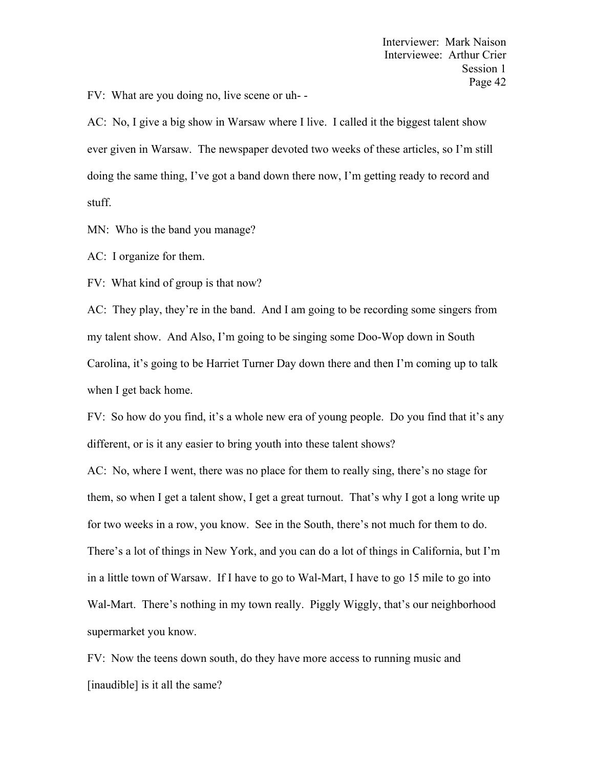FV: What are you doing no, live scene or uh- -

AC: No, I give a big show in Warsaw where I live. I called it the biggest talent show ever given in Warsaw. The newspaper devoted two weeks of these articles, so I'm still doing the same thing, I've got a band down there now, I'm getting ready to record and stuff.

MN: Who is the band you manage?

AC: I organize for them.

FV: What kind of group is that now?

AC: They play, they're in the band. And I am going to be recording some singers from my talent show. And Also, I'm going to be singing some Doo-Wop down in South Carolina, it's going to be Harriet Turner Day down there and then I'm coming up to talk when I get back home.

FV: So how do you find, it's a whole new era of young people. Do you find that it's any different, or is it any easier to bring youth into these talent shows?

AC: No, where I went, there was no place for them to really sing, there's no stage for them, so when I get a talent show, I get a great turnout. That's why I got a long write up for two weeks in a row, you know. See in the South, there's not much for them to do. There's a lot of things in New York, and you can do a lot of things in California, but I'm in a little town of Warsaw. If I have to go to Wal-Mart, I have to go 15 mile to go into Wal-Mart. There's nothing in my town really. Piggly Wiggly, that's our neighborhood supermarket you know.

FV: Now the teens down south, do they have more access to running music and [inaudible] is it all the same?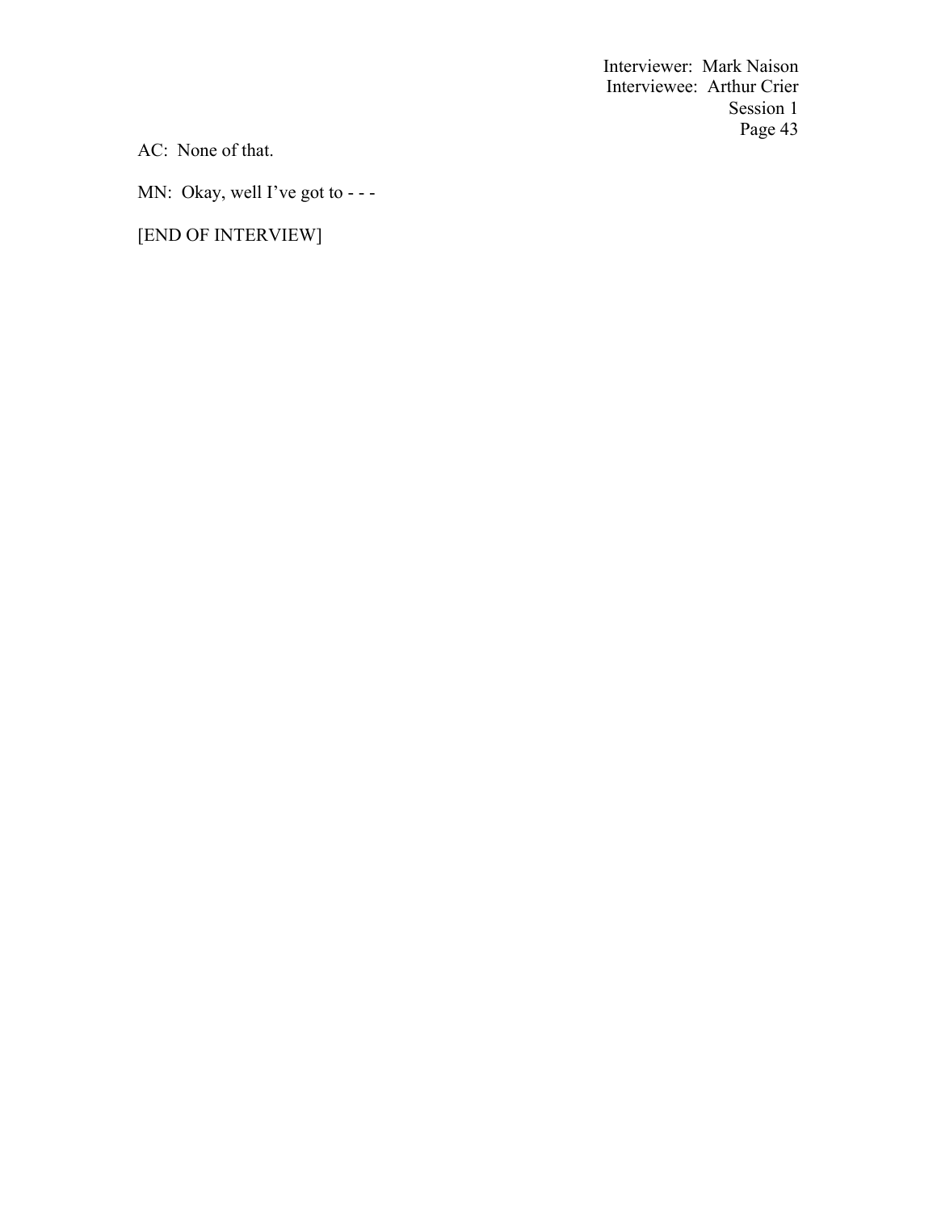AC: None of that.

MN: Okay, well I've got to - - -

[END OF INTERVIEW]